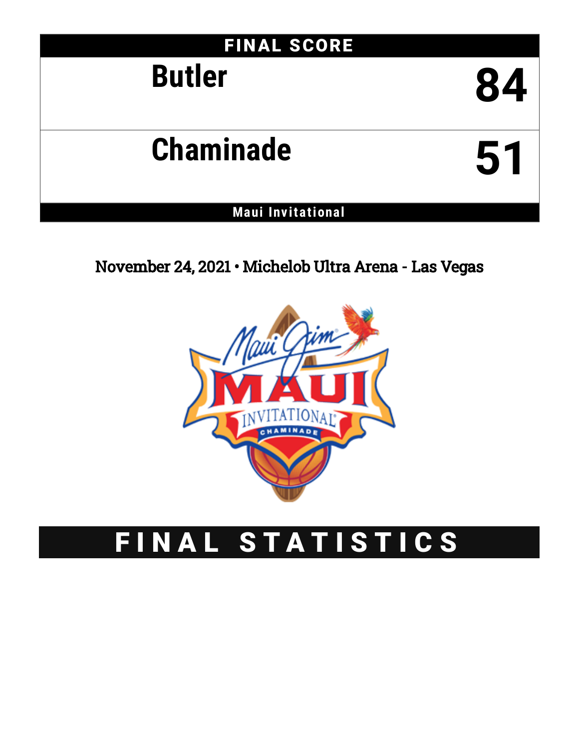# FINAL SCORE

| Team | Score |
| --- | --- |
| Butler | 84 |
| Chaminade | 51 |

**Maui Invitational**

November 24, 2021 • Michelob Ultra Arena - Las Vegas

# FINAL STATISTICS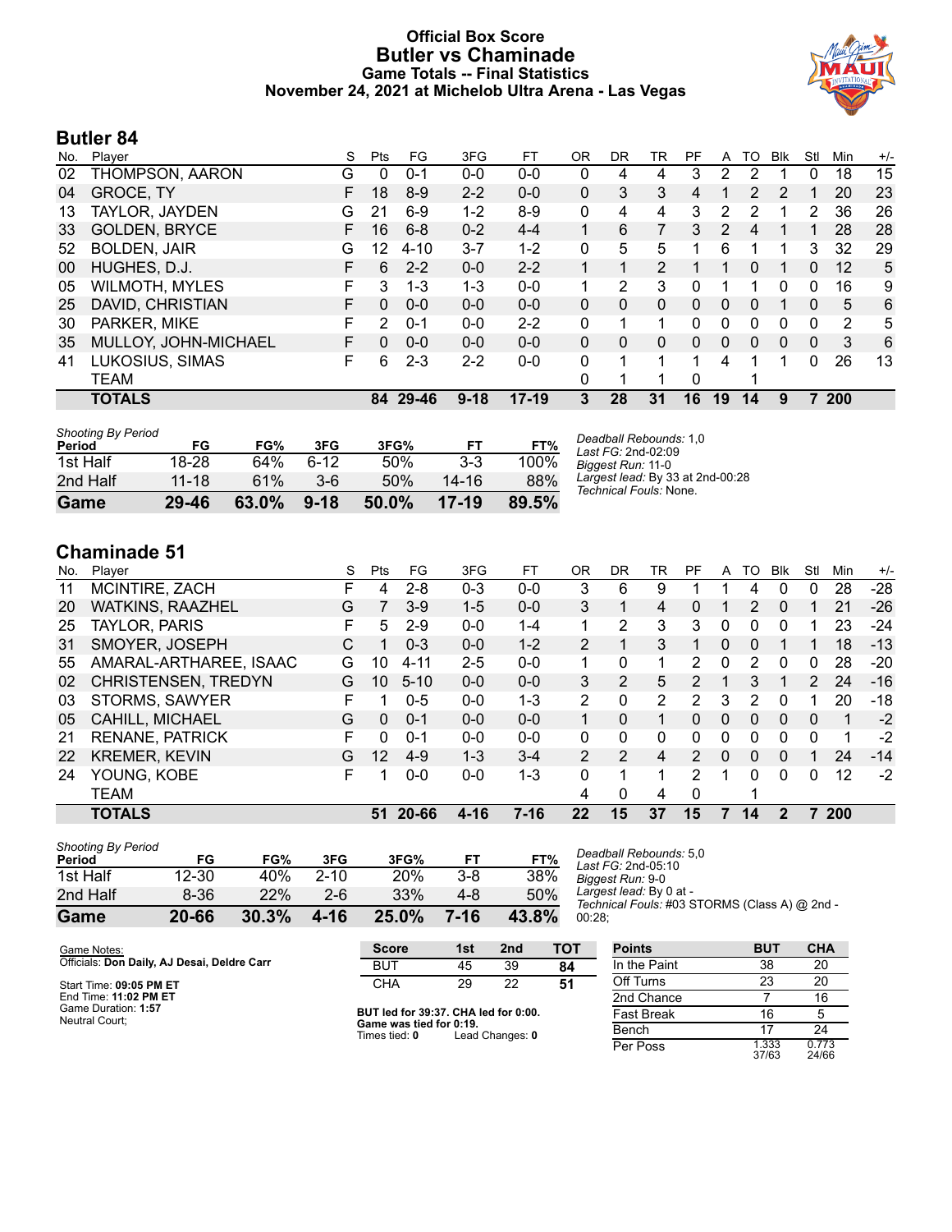# Official Box Score
# Butler vs Chaminade
## Game Totals -- Final Statistics
## November 24, 2021 at Michelob Ultra Arena - Las Vegas

## Butler 84

| No. | Player | S | Pts | FG | 3FG | FT | OR | DR | TR | PF | A | TO | Blk | Stl | Min | +/- |
|---|---|---|---|---|---|---|---|---|---|---|---|---|---|---|---|---|
| 02 | THOMPSON, AARON | G | 0 | 0-1 | 0-0 | 0-0 | 0 | 4 | 4 | 3 | 2 | 2 | 1 | 0 | 18 | 15 |
| 04 | GROCE, TY | F | 18 | 8-9 | 2-2 | 0-0 | 0 | 3 | 3 | 4 | 1 | 2 | 2 | 1 | 20 | 23 |
| 13 | TAYLOR, JAYDEN | G | 21 | 6-9 | 1-2 | 8-9 | 0 | 4 | 4 | 3 | 2 | 2 | 1 | 2 | 36 | 26 |
| 33 | GOLDEN, BRYCE | F | 16 | 6-8 | 0-2 | 4-4 | 1 | 6 | 7 | 3 | 2 | 4 | 1 | 1 | 28 | 28 |
| 52 | BOLDEN, JAIR | G | 12 | 4-10 | 3-7 | 1-2 | 0 | 5 | 5 | 1 | 6 | 1 | 1 | 3 | 32 | 29 |
| 00 | HUGHES, D.J. | F | 6 | 2-2 | 0-0 | 2-2 | 1 | 1 | 2 | 1 | 1 | 0 | 1 | 0 | 12 | 5 |
| 05 | WILMOTH, MYLES | F | 3 | 1-3 | 1-3 | 0-0 | 1 | 2 | 3 | 0 | 1 | 1 | 0 | 0 | 16 | 9 |
| 25 | DAVID, CHRISTIAN | F | 0 | 0-0 | 0-0 | 0-0 | 0 | 0 | 0 | 0 | 0 | 0 | 1 | 0 | 5 | 6 |
| 30 | PARKER, MIKE | F | 2 | 0-1 | 0-0 | 2-2 | 0 | 1 | 1 | 0 | 0 | 0 | 0 | 0 | 2 | 5 |
| 35 | MULLOY, JOHN-MICHAEL | F | 0 | 0-0 | 0-0 | 0-0 | 0 | 0 | 0 | 0 | 0 | 0 | 0 | 0 | 3 | 6 |
| 41 | LUKOSIUS, SIMAS | F | 6 | 2-3 | 2-2 | 0-0 | 0 | 1 | 1 | 1 | 4 | 1 | 1 | 0 | 26 | 13 |
| | TEAM | | | | | | 0 | 1 | 1 | 0 | | 1 | | | | |
| | **TOTALS** | | **84** | **29-46** | **9-18** | **17-19** | **3** | **28** | **31** | **16** | **19** | **14** | **9** | **7** | **200** | |

*Shooting By Period*

| Period | FG | FG% | 3FG | 3FG% | FT | FT% |
|---|---|---|---|---|---|---|
| 1st Half | 18-28 | 64% | 6-12 | 50% | 3-3 | 100% |
| 2nd Half | 11-18 | 61% | 3-6 | 50% | 14-16 | 88% |
| **Game** | **29-46** | **63.0%** | **9-18** | **50.0%** | **17-19** | **89.5%** |

*Deadball Rebounds:* 1,0
*Last FG:* 2nd-02:09
*Biggest Run:* 11-0
*Largest lead:* By 33 at 2nd-00:28
*Technical Fouls:* None.

## Chaminade 51

| No. | Player | S | Pts | FG | 3FG | FT | OR | DR | TR | PF | A | TO | Blk | Stl | Min | +/- |
|---|---|---|---|---|---|---|---|---|---|---|---|---|---|---|---|---|
| 11 | MCINTIRE, ZACH | F | 4 | 2-8 | 0-3 | 0-0 | 3 | 6 | 9 | 1 | 1 | 4 | 0 | 0 | 28 | -28 |
| 20 | WATKINS, RAAZHEL | G | 7 | 3-9 | 1-5 | 0-0 | 3 | 1 | 4 | 0 | 1 | 2 | 0 | 1 | 21 | -26 |
| 25 | TAYLOR, PARIS | F | 5 | 2-9 | 0-0 | 1-4 | 1 | 2 | 3 | 3 | 0 | 0 | 0 | 1 | 23 | -24 |
| 31 | SMOYER, JOSEPH | C | 1 | 0-3 | 0-0 | 1-2 | 2 | 1 | 3 | 1 | 0 | 0 | 1 | 1 | 18 | -13 |
| 55 | AMARAL-ARTHAREE, ISAAC | G | 10 | 4-11 | 2-5 | 0-0 | 1 | 0 | 1 | 2 | 0 | 2 | 0 | 0 | 28 | -20 |
| 02 | CHRISTENSEN, TREDYN | G | 10 | 5-10 | 0-0 | 0-0 | 3 | 2 | 5 | 2 | 1 | 3 | 1 | 2 | 24 | -16 |
| 03 | STORMS, SAWYER | F | 1 | 0-5 | 0-0 | 1-3 | 2 | 0 | 2 | 2 | 3 | 2 | 0 | 1 | 20 | -18 |
| 05 | CAHILL, MICHAEL | G | 0 | 0-1 | 0-0 | 0-0 | 1 | 0 | 1 | 0 | 0 | 0 | 0 | 0 | 1 | -2 |
| 21 | RENANE, PATRICK | F | 0 | 0-1 | 0-0 | 0-0 | 0 | 0 | 0 | 0 | 0 | 0 | 0 | 0 | 1 | -2 |
| 22 | KREMER, KEVIN | G | 12 | 4-9 | 1-3 | 3-4 | 2 | 2 | 4 | 2 | 0 | 0 | 0 | 1 | 24 | -14 |
| 24 | YOUNG, KOBE | F | 1 | 0-0 | 0-0 | 1-3 | 0 | 1 | 1 | 2 | 1 | 0 | 0 | 0 | 12 | -2 |
| | TEAM | | | | | | 4 | 0 | 4 | 0 | | 1 | | | | |
| | **TOTALS** | | **51** | **20-66** | **4-16** | **7-16** | **22** | **15** | **37** | **15** | **7** | **14** | **2** | **7** | **200** | |

*Shooting By Period*

| Period | FG | FG% | 3FG | 3FG% | FT | FT% |
|---|---|---|---|---|---|---|
| 1st Half | 12-30 | 40% | 2-10 | 20% | 3-8 | 38% |
| 2nd Half | 8-36 | 22% | 2-6 | 33% | 4-8 | 50% |
| **Game** | **20-66** | **30.3%** | **4-16** | **25.0%** | **7-16** | **43.8%** |

*Deadball Rebounds:* 5,0
*Last FG:* 2nd-05:10
*Biggest Run:* 9-0
*Largest lead:* By 0 at -
*Technical Fouls:* #03 STORMS (Class A) @ 2nd - 00:28;

Game Notes:
Officials: **Don Daily, AJ Desai, Deldre Carr**

Start Time: **09:05 PM ET**
End Time: **11:02 PM ET**
Game Duration: **1:57**
Neutral Court;

| Score | 1st | 2nd | TOT |
|---|---|---|---|
| BUT | 45 | 39 | **84** |
| CHA | 29 | 22 | **51** |

**BUT led for 39:37. CHA led for 0:00.**
**Game was tied for 0:19.**
Times tied: **0** Lead Changes: **0**

| Points | BUT | CHA |
|---|---|---|
| In the Paint | 38 | 20 |
| Off Turns | 23 | 20 |
| 2nd Chance | 7 | 16 |
| Fast Break | 16 | 5 |
| Bench | 17 | 24 |
| Per Poss | 1.333 37/63 | 0.773 24/66 |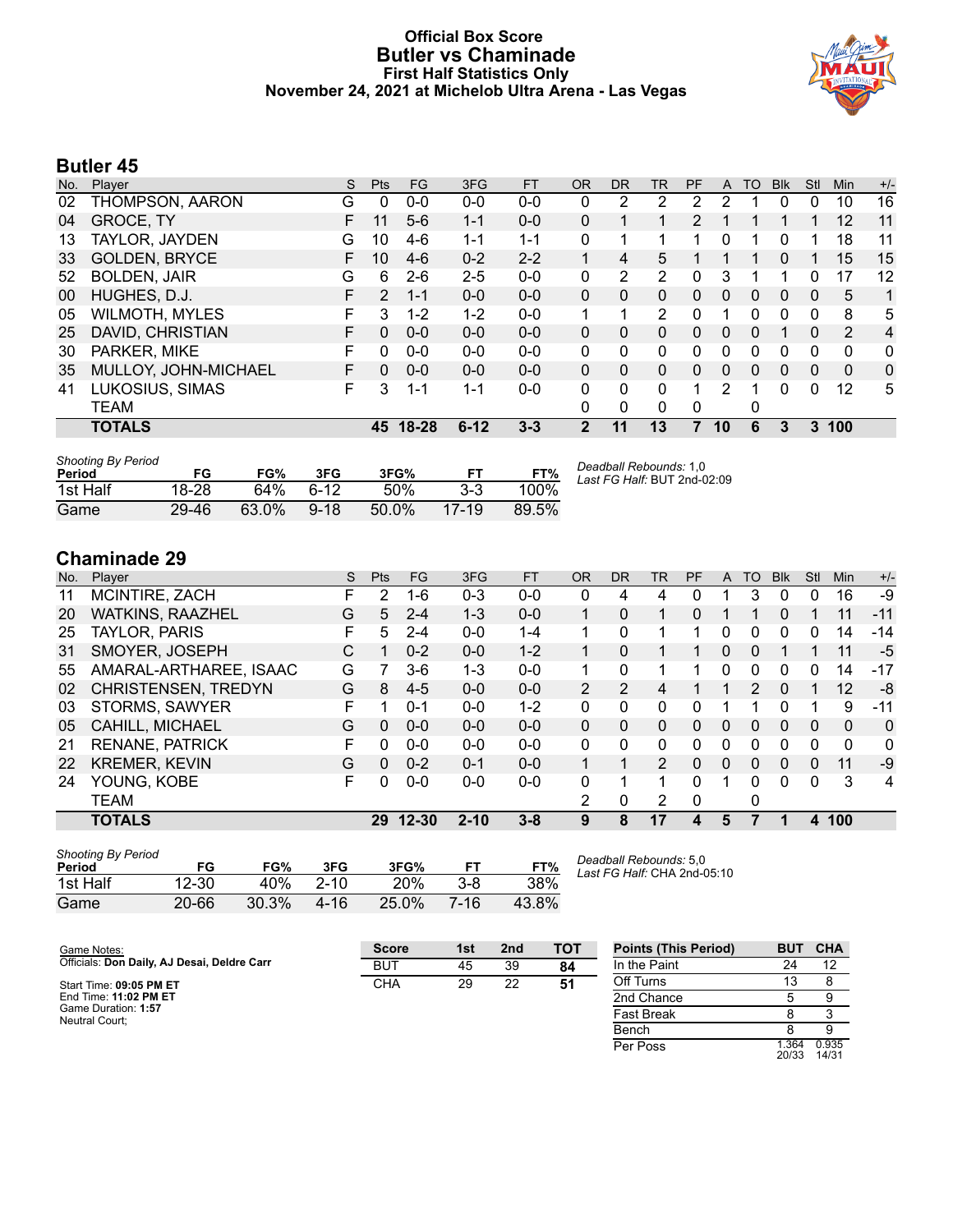# Official Box Score
## Butler vs Chaminade
### First Half Statistics Only
### November 24, 2021 at Michelob Ultra Arena - Las Vegas

## Butler 45

| No. | Player | S | Pts | FG | 3FG | FT | OR | DR | TR | PF | A | TO | Blk | Stl | Min | +/- |
|---|---|---|---|---|---|---|---|---|---|---|---|---|---|---|---|---|
| 02 | THOMPSON, AARON | G | 0 | 0-0 | 0-0 | 0-0 | 0 | 2 | 2 | 2 | 2 | 1 | 0 | 0 | 10 | 16 |
| 04 | GROCE, TY | F | 11 | 5-6 | 1-1 | 0-0 | 0 | 1 | 1 | 2 | 1 | 1 | 1 | 1 | 12 | 11 |
| 13 | TAYLOR, JAYDEN | G | 10 | 4-6 | 1-1 | 1-1 | 0 | 1 | 1 | 1 | 0 | 1 | 0 | 1 | 18 | 11 |
| 33 | GOLDEN, BRYCE | F | 10 | 4-6 | 0-2 | 2-2 | 1 | 4 | 5 | 1 | 1 | 1 | 0 | 1 | 15 | 15 |
| 52 | BOLDEN, JAIR | G | 6 | 2-6 | 2-5 | 0-0 | 0 | 2 | 2 | 0 | 3 | 1 | 1 | 0 | 17 | 12 |
| 00 | HUGHES, D.J. | F | 2 | 1-1 | 0-0 | 0-0 | 0 | 0 | 0 | 0 | 0 | 0 | 0 | 0 | 5 | 1 |
| 05 | WILMOTH, MYLES | F | 3 | 1-2 | 1-2 | 0-0 | 1 | 1 | 2 | 0 | 1 | 0 | 0 | 0 | 8 | 5 |
| 25 | DAVID, CHRISTIAN | F | 0 | 0-0 | 0-0 | 0-0 | 0 | 0 | 0 | 0 | 0 | 0 | 1 | 0 | 2 | 4 |
| 30 | PARKER, MIKE | F | 0 | 0-0 | 0-0 | 0-0 | 0 | 0 | 0 | 0 | 0 | 0 | 0 | 0 | 0 | 0 |
| 35 | MULLOY, JOHN-MICHAEL | F | 0 | 0-0 | 0-0 | 0-0 | 0 | 0 | 0 | 0 | 0 | 0 | 0 | 0 | 0 | 0 |
| 41 | LUKOSIUS, SIMAS | F | 3 | 1-1 | 1-1 | 0-0 | 0 | 0 | 0 | 1 | 2 | 1 | 0 | 0 | 12 | 5 |
| | TEAM | | | | | | 0 | 0 | 0 | 0 | | 0 | | | | |
| | **TOTALS** | | **45** | **18-28** | **6-12** | **3-3** | **2** | **11** | **13** | **7** | **10** | **6** | **3** | **3** | **100** | |

*Shooting By Period*

| Period | FG | FG% | 3FG | 3FG% | FT | FT% |
|---|---|---|---|---|---|---|
| 1st Half | 18-28 | 64% | 6-12 | 50% | 3-3 | 100% |
| Game | 29-46 | 63.0% | 9-18 | 50.0% | 17-19 | 89.5% |

*Deadball Rebounds:* 1,0
*Last FG Half:* BUT 2nd-02:09

## Chaminade 29

| No. | Player | S | Pts | FG | 3FG | FT | OR | DR | TR | PF | A | TO | Blk | Stl | Min | +/- |
|---|---|---|---|---|---|---|---|---|---|---|---|---|---|---|---|---|
| 11 | MCINTIRE, ZACH | F | 2 | 1-6 | 0-3 | 0-0 | 0 | 4 | 4 | 0 | 1 | 3 | 0 | 0 | 16 | -9 |
| 20 | WATKINS, RAAZHEL | G | 5 | 2-4 | 1-3 | 0-0 | 1 | 0 | 1 | 0 | 1 | 1 | 0 | 1 | 11 | -11 |
| 25 | TAYLOR, PARIS | F | 5 | 2-4 | 0-0 | 1-4 | 1 | 0 | 1 | 1 | 0 | 0 | 0 | 0 | 14 | -14 |
| 31 | SMOYER, JOSEPH | C | 1 | 0-2 | 0-0 | 1-2 | 1 | 0 | 1 | 1 | 0 | 0 | 1 | 1 | 11 | -5 |
| 55 | AMARAL-ARTHAREE, ISAAC | G | 7 | 3-6 | 1-3 | 0-0 | 1 | 0 | 1 | 1 | 1 | 0 | 0 | 0 | 14 | -17 |
| 02 | CHRISTENSEN, TREDYN | G | 8 | 4-5 | 0-0 | 0-0 | 2 | 2 | 4 | 1 | 1 | 2 | 0 | 1 | 12 | -8 |
| 03 | STORMS, SAWYER | F | 1 | 0-1 | 0-0 | 1-2 | 0 | 0 | 0 | 0 | 1 | 1 | 0 | 1 | 9 | -11 |
| 05 | CAHILL, MICHAEL | G | 0 | 0-0 | 0-0 | 0-0 | 0 | 0 | 0 | 0 | 0 | 0 | 0 | 0 | 0 | 0 |
| 21 | RENANE, PATRICK | F | 0 | 0-0 | 0-0 | 0-0 | 0 | 0 | 0 | 0 | 0 | 0 | 0 | 0 | 0 | 0 |
| 22 | KREMER, KEVIN | G | 0 | 0-2 | 0-1 | 0-0 | 1 | 1 | 2 | 0 | 0 | 0 | 0 | 0 | 11 | -9 |
| 24 | YOUNG, KOBE | F | 0 | 0-0 | 0-0 | 0-0 | 0 | 1 | 1 | 0 | 1 | 0 | 0 | 0 | 3 | 4 |
| | TEAM | | | | | | 2 | 0 | 2 | 0 | | 0 | | | | |
| | **TOTALS** | | **29** | **12-30** | **2-10** | **3-8** | **9** | **8** | **17** | **4** | **5** | **7** | **1** | **4** | **100** | |

*Shooting By Period*

| Period | FG | FG% | 3FG | 3FG% | FT | FT% |
|---|---|---|---|---|---|---|
| 1st Half | 12-30 | 40% | 2-10 | 20% | 3-8 | 38% |
| Game | 20-66 | 30.3% | 4-16 | 25.0% | 7-16 | 43.8% |

*Deadball Rebounds:* 5,0
*Last FG Half:* CHA 2nd-05:10

Game Notes:
Officials: **Don Daily, AJ Desai, Deldre Carr**

Start Time: **09:05 PM ET**
End Time: **11:02 PM ET**
Game Duration: **1:57**
Neutral Court;

| Score | 1st | 2nd | TOT |
|---|---|---|---|
| BUT | 45 | 39 | **84** |
| CHA | 29 | 22 | **51** |

| Points (This Period) | BUT | CHA |
|---|---|---|
| In the Paint | 24 | 12 |
| Off Turns | 13 | 8 |
| 2nd Chance | 5 | 9 |
| Fast Break | 8 | 3 |
| Bench | 8 | 9 |
| Per Poss | 1.364 20/33 | 0.935 14/31 |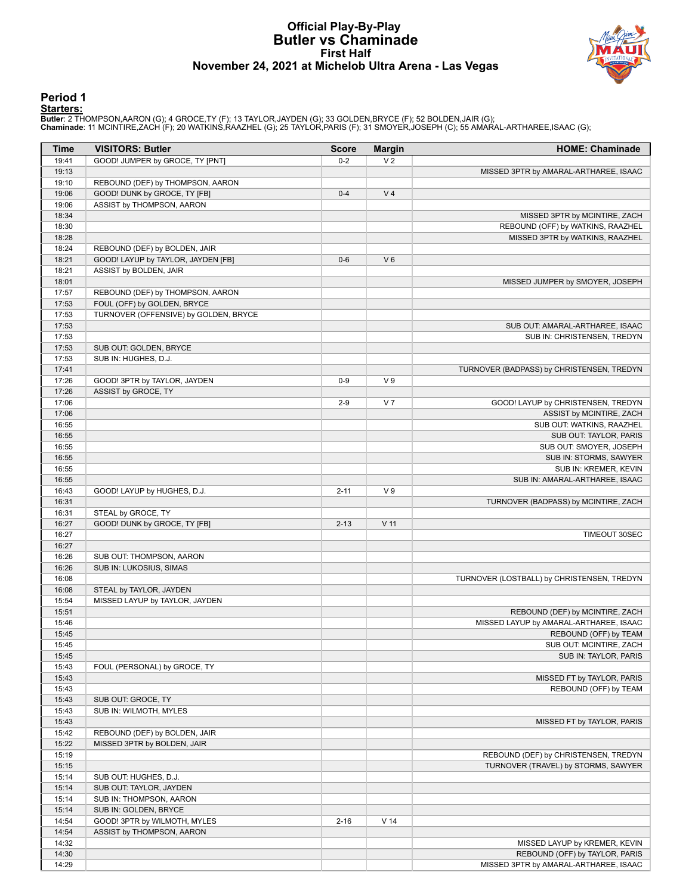# Official Play-By-Play
# Butler vs Chaminade
## First Half
## November 24, 2021 at Michelob Ultra Arena - Las Vegas

### Period 1

**Starters:**

**Butler**: 2 THOMPSON,AARON (G); 4 GROCE,TY (F); 13 TAYLOR,JAYDEN (G); 33 GOLDEN,BRYCE (F); 52 BOLDEN,JAIR (G);
**Chaminade**: 11 MCINTIRE,ZACH (F); 20 WATKINS,RAAZHEL (G); 25 TAYLOR,PARIS (F); 31 SMOYER,JOSEPH (C); 55 AMARAL-ARTHAREE,ISAAC (G);

| Time | VISITORS: Butler | Score | Margin | HOME: Chaminade |
|---|---|---|---|---|
| 19:41 | GOOD! JUMPER by GROCE, TY [PNT] | 0-2 | V 2 | |
| 19:13 | | | | MISSED 3PTR by AMARAL-ARTHAREE, ISAAC |
| 19:10 | REBOUND (DEF) by THOMPSON, AARON | | | |
| 19:06 | GOOD! DUNK by GROCE, TY [FB] | 0-4 | V 4 | |
| 19:06 | ASSIST by THOMPSON, AARON | | | |
| 18:34 | | | | MISSED 3PTR by MCINTIRE, ZACH |
| 18:30 | | | | REBOUND (OFF) by WATKINS, RAAZHEL |
| 18:28 | | | | MISSED 3PTR by WATKINS, RAAZHEL |
| 18:24 | REBOUND (DEF) by BOLDEN, JAIR | | | |
| 18:21 | GOOD! LAYUP by TAYLOR, JAYDEN [FB] | 0-6 | V 6 | |
| 18:21 | ASSIST by BOLDEN, JAIR | | | |
| 18:01 | | | | MISSED JUMPER by SMOYER, JOSEPH |
| 17:57 | REBOUND (DEF) by THOMPSON, AARON | | | |
| 17:53 | FOUL (OFF) by GOLDEN, BRYCE | | | |
| 17:53 | TURNOVER (OFFENSIVE) by GOLDEN, BRYCE | | | |
| 17:53 | | | | SUB OUT: AMARAL-ARTHAREE, ISAAC |
| 17:53 | | | | SUB IN: CHRISTENSEN, TREDYN |
| 17:53 | SUB OUT: GOLDEN, BRYCE | | | |
| 17:53 | SUB IN: HUGHES, D.J. | | | |
| 17:41 | | | | TURNOVER (BADPASS) by CHRISTENSEN, TREDYN |
| 17:26 | GOOD! 3PTR by TAYLOR, JAYDEN | 0-9 | V 9 | |
| 17:26 | ASSIST by GROCE, TY | | | |
| 17:06 | | 2-9 | V 7 | GOOD! LAYUP by CHRISTENSEN, TREDYN |
| 17:06 | | | | ASSIST by MCINTIRE, ZACH |
| 16:55 | | | | SUB OUT: WATKINS, RAAZHEL |
| 16:55 | | | | SUB OUT: TAYLOR, PARIS |
| 16:55 | | | | SUB OUT: SMOYER, JOSEPH |
| 16:55 | | | | SUB IN: STORMS, SAWYER |
| 16:55 | | | | SUB IN: KREMER, KEVIN |
| 16:55 | | | | SUB IN: AMARAL-ARTHAREE, ISAAC |
| 16:43 | GOOD! LAYUP by HUGHES, D.J. | 2-11 | V 9 | |
| 16:31 | | | | TURNOVER (BADPASS) by MCINTIRE, ZACH |
| 16:31 | STEAL by GROCE, TY | | | |
| 16:27 | GOOD! DUNK by GROCE, TY [FB] | 2-13 | V 11 | |
| 16:27 | | | | TIMEOUT 30SEC |
| 16:27 | | | | |
| 16:26 | SUB OUT: THOMPSON, AARON | | | |
| 16:26 | SUB IN: LUKOSIUS, SIMAS | | | |
| 16:08 | | | | TURNOVER (LOSTBALL) by CHRISTENSEN, TREDYN |
| 16:08 | STEAL by TAYLOR, JAYDEN | | | |
| 15:54 | MISSED LAYUP by TAYLOR, JAYDEN | | | |
| 15:51 | | | | REBOUND (DEF) by MCINTIRE, ZACH |
| 15:46 | | | | MISSED LAYUP by AMARAL-ARTHAREE, ISAAC |
| 15:45 | | | | REBOUND (OFF) by TEAM |
| 15:45 | | | | SUB OUT: MCINTIRE, ZACH |
| 15:45 | | | | SUB IN: TAYLOR, PARIS |
| 15:43 | FOUL (PERSONAL) by GROCE, TY | | | |
| 15:43 | | | | MISSED FT by TAYLOR, PARIS |
| 15:43 | | | | REBOUND (OFF) by TEAM |
| 15:43 | SUB OUT: GROCE, TY | | | |
| 15:43 | SUB IN: WILMOTH, MYLES | | | |
| 15:43 | | | | MISSED FT by TAYLOR, PARIS |
| 15:42 | REBOUND (DEF) by BOLDEN, JAIR | | | |
| 15:22 | MISSED 3PTR by BOLDEN, JAIR | | | |
| 15:19 | | | | REBOUND (DEF) by CHRISTENSEN, TREDYN |
| 15:15 | | | | TURNOVER (TRAVEL) by STORMS, SAWYER |
| 15:14 | SUB OUT: HUGHES, D.J. | | | |
| 15:14 | SUB OUT: TAYLOR, JAYDEN | | | |
| 15:14 | SUB IN: THOMPSON, AARON | | | |
| 15:14 | SUB IN: GOLDEN, BRYCE | | | |
| 14:54 | GOOD! 3PTR by WILMOTH, MYLES | 2-16 | V 14 | |
| 14:54 | ASSIST by THOMPSON, AARON | | | |
| 14:32 | | | | MISSED LAYUP by KREMER, KEVIN |
| 14:30 | | | | REBOUND (OFF) by TAYLOR, PARIS |
| 14:29 | | | | MISSED 3PTR by AMARAL-ARTHAREE, ISAAC |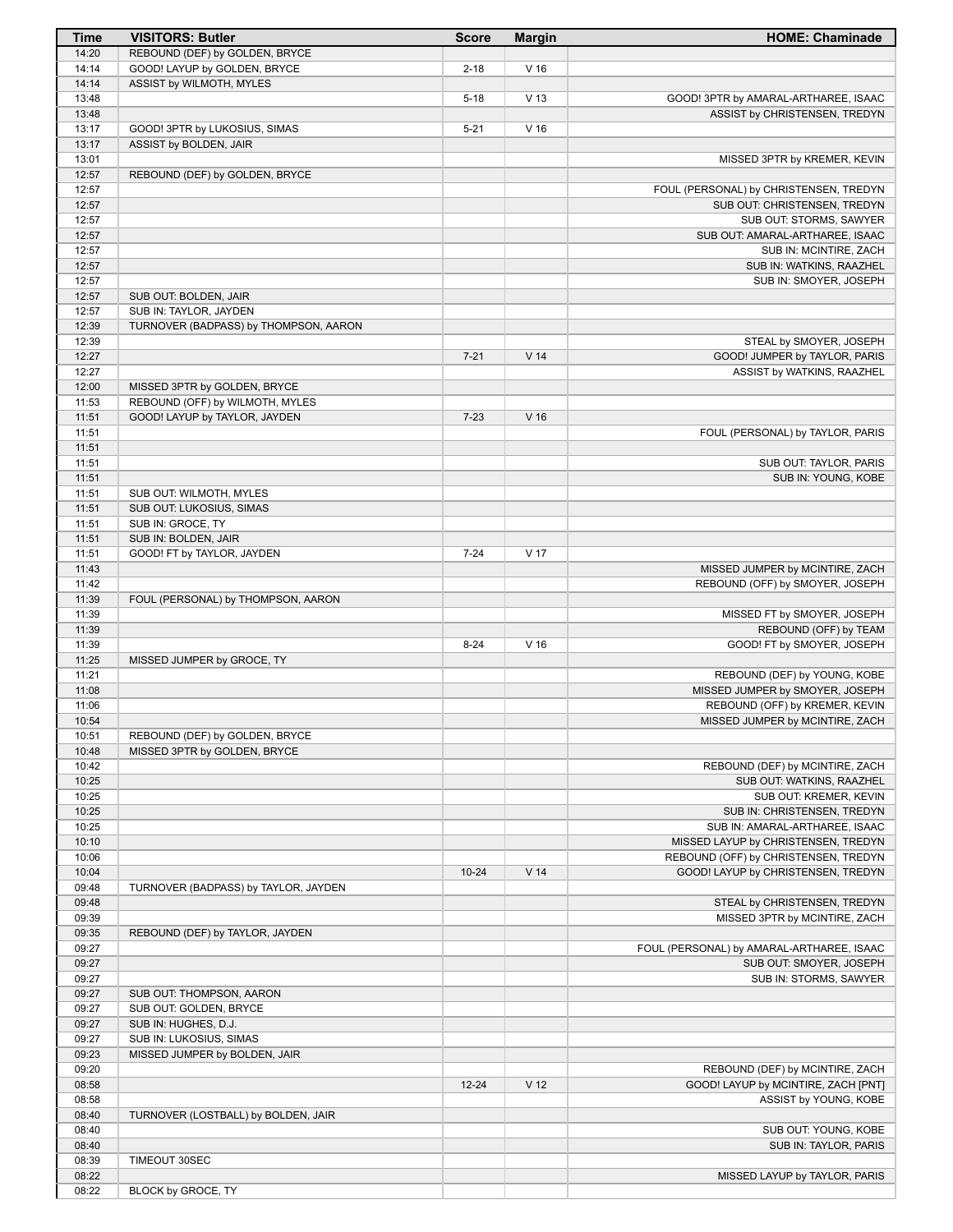| Time | VISITORS: Butler | Score | Margin | HOME: Chaminade |
|---|---|---|---|---|
| 14:20 | REBOUND (DEF) by GOLDEN, BRYCE | | | |
| 14:14 | GOOD! LAYUP by GOLDEN, BRYCE | 2-18 | V 16 | |
| 14:14 | ASSIST by WILMOTH, MYLES | | | |
| 13:48 | | 5-18 | V 13 | GOOD! 3PTR by AMARAL-ARTHAREE, ISAAC |
| 13:48 | | | | ASSIST by CHRISTENSEN, TREDYN |
| 13:17 | GOOD! 3PTR by LUKOSIUS, SIMAS | 5-21 | V 16 | |
| 13:17 | ASSIST by BOLDEN, JAIR | | | |
| 13:01 | | | | MISSED 3PTR by KREMER, KEVIN |
| 12:57 | REBOUND (DEF) by GOLDEN, BRYCE | | | |
| 12:57 | | | | FOUL (PERSONAL) by CHRISTENSEN, TREDYN |
| 12:57 | | | | SUB OUT: CHRISTENSEN, TREDYN |
| 12:57 | | | | SUB OUT: STORMS, SAWYER |
| 12:57 | | | | SUB OUT: AMARAL-ARTHAREE, ISAAC |
| 12:57 | | | | SUB IN: MCINTIRE, ZACH |
| 12:57 | | | | SUB IN: WATKINS, RAAZHEL |
| 12:57 | | | | SUB IN: SMOYER, JOSEPH |
| 12:57 | SUB OUT: BOLDEN, JAIR | | | |
| 12:57 | SUB IN: TAYLOR, JAYDEN | | | |
| 12:39 | TURNOVER (BADPASS) by THOMPSON, AARON | | | |
| 12:39 | | | | STEAL by SMOYER, JOSEPH |
| 12:27 | | 7-21 | V 14 | GOOD! JUMPER by TAYLOR, PARIS |
| 12:27 | | | | ASSIST by WATKINS, RAAZHEL |
| 12:00 | MISSED 3PTR by GOLDEN, BRYCE | | | |
| 11:53 | REBOUND (OFF) by WILMOTH, MYLES | | | |
| 11:51 | GOOD! LAYUP by TAYLOR, JAYDEN | 7-23 | V 16 | |
| 11:51 | | | | FOUL (PERSONAL) by TAYLOR, PARIS |
| 11:51 | | | | |
| 11:51 | | | | SUB OUT: TAYLOR, PARIS |
| 11:51 | | | | SUB IN: YOUNG, KOBE |
| 11:51 | SUB OUT: WILMOTH, MYLES | | | |
| 11:51 | SUB OUT: LUKOSIUS, SIMAS | | | |
| 11:51 | SUB IN: GROCE, TY | | | |
| 11:51 | SUB IN: BOLDEN, JAIR | | | |
| 11:51 | GOOD! FT by TAYLOR, JAYDEN | 7-24 | V 17 | |
| 11:43 | | | | MISSED JUMPER by MCINTIRE, ZACH |
| 11:42 | | | | REBOUND (OFF) by SMOYER, JOSEPH |
| 11:39 | FOUL (PERSONAL) by THOMPSON, AARON | | | |
| 11:39 | | | | MISSED FT by SMOYER, JOSEPH |
| 11:39 | | | | REBOUND (OFF) by TEAM |
| 11:39 | | 8-24 | V 16 | GOOD! FT by SMOYER, JOSEPH |
| 11:25 | MISSED JUMPER by GROCE, TY | | | |
| 11:21 | | | | REBOUND (DEF) by YOUNG, KOBE |
| 11:08 | | | | MISSED JUMPER by SMOYER, JOSEPH |
| 11:06 | | | | REBOUND (OFF) by KREMER, KEVIN |
| 10:54 | | | | MISSED JUMPER by MCINTIRE, ZACH |
| 10:51 | REBOUND (DEF) by GOLDEN, BRYCE | | | |
| 10:48 | MISSED 3PTR by GOLDEN, BRYCE | | | |
| 10:42 | | | | REBOUND (DEF) by MCINTIRE, ZACH |
| 10:25 | | | | SUB OUT: WATKINS, RAAZHEL |
| 10:25 | | | | SUB OUT: KREMER, KEVIN |
| 10:25 | | | | SUB IN: CHRISTENSEN, TREDYN |
| 10:25 | | | | SUB IN: AMARAL-ARTHAREE, ISAAC |
| 10:10 | | | | MISSED LAYUP by CHRISTENSEN, TREDYN |
| 10:06 | | | | REBOUND (OFF) by CHRISTENSEN, TREDYN |
| 10:04 | | 10-24 | V 14 | GOOD! LAYUP by CHRISTENSEN, TREDYN |
| 09:48 | TURNOVER (BADPASS) by TAYLOR, JAYDEN | | | |
| 09:48 | | | | STEAL by CHRISTENSEN, TREDYN |
| 09:39 | | | | MISSED 3PTR by MCINTIRE, ZACH |
| 09:35 | REBOUND (DEF) by TAYLOR, JAYDEN | | | |
| 09:27 | | | | FOUL (PERSONAL) by AMARAL-ARTHAREE, ISAAC |
| 09:27 | | | | SUB OUT: SMOYER, JOSEPH |
| 09:27 | | | | SUB IN: STORMS, SAWYER |
| 09:27 | SUB OUT: THOMPSON, AARON | | | |
| 09:27 | SUB OUT: GOLDEN, BRYCE | | | |
| 09:27 | SUB IN: HUGHES, D.J. | | | |
| 09:27 | SUB IN: LUKOSIUS, SIMAS | | | |
| 09:23 | MISSED JUMPER by BOLDEN, JAIR | | | |
| 09:20 | | | | REBOUND (DEF) by MCINTIRE, ZACH |
| 08:58 | | 12-24 | V 12 | GOOD! LAYUP by MCINTIRE, ZACH [PNT] |
| 08:58 | | | | ASSIST by YOUNG, KOBE |
| 08:40 | TURNOVER (LOSTBALL) by BOLDEN, JAIR | | | |
| 08:40 | | | | SUB OUT: YOUNG, KOBE |
| 08:40 | | | | SUB IN: TAYLOR, PARIS |
| 08:39 | TIMEOUT 30SEC | | | |
| 08:22 | | | | MISSED LAYUP by TAYLOR, PARIS |
| 08:22 | BLOCK by GROCE, TY | | | |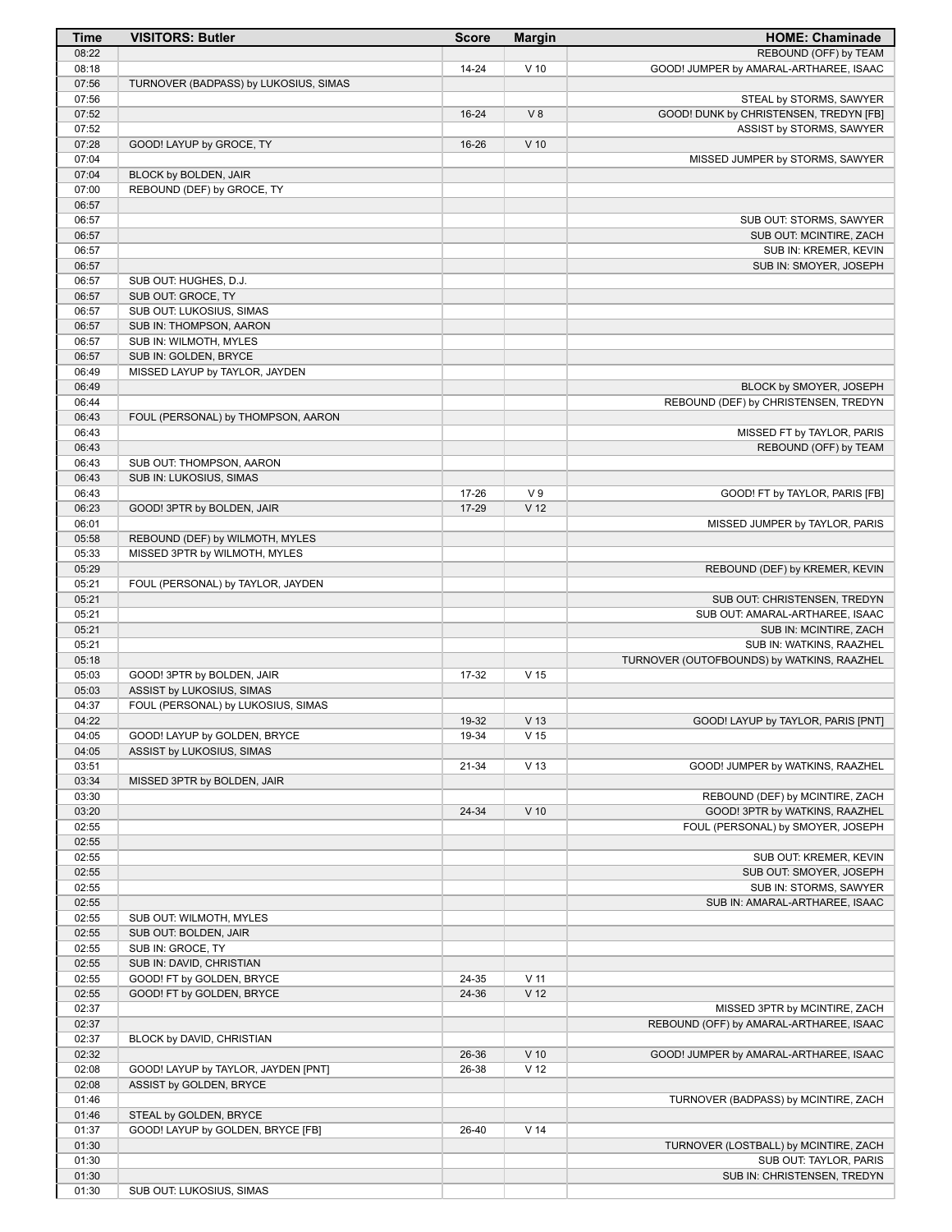| Time | VISITORS: Butler | Score | Margin | HOME: Chaminade |
| --- | --- | --- | --- | --- |
| 08:22 | | | | REBOUND (OFF) by TEAM |
| 08:18 | | 14-24 | V 10 | GOOD! JUMPER by AMARAL-ARTHAREE, ISAAC |
| 07:56 | TURNOVER (BADPASS) by LUKOSIUS, SIMAS | | | |
| 07:56 | | | | STEAL by STORMS, SAWYER |
| 07:52 | | 16-24 | V 8 | GOOD! DUNK by CHRISTENSEN, TREDYN [FB] |
| 07:52 | | | | ASSIST by STORMS, SAWYER |
| 07:28 | GOOD! LAYUP by GROCE, TY | 16-26 | V 10 | |
| 07:04 | | | | MISSED JUMPER by STORMS, SAWYER |
| 07:04 | BLOCK by BOLDEN, JAIR | | | |
| 07:00 | REBOUND (DEF) by GROCE, TY | | | |
| 06:57 | | | | |
| 06:57 | | | | SUB OUT: STORMS, SAWYER |
| 06:57 | | | | SUB OUT: MCINTIRE, ZACH |
| 06:57 | | | | SUB IN: KREMER, KEVIN |
| 06:57 | | | | SUB IN: SMOYER, JOSEPH |
| 06:57 | SUB OUT: HUGHES, D.J. | | | |
| 06:57 | SUB OUT: GROCE, TY | | | |
| 06:57 | SUB OUT: LUKOSIUS, SIMAS | | | |
| 06:57 | SUB IN: THOMPSON, AARON | | | |
| 06:57 | SUB IN: WILMOTH, MYLES | | | |
| 06:57 | SUB IN: GOLDEN, BRYCE | | | |
| 06:49 | MISSED LAYUP by TAYLOR, JAYDEN | | | |
| 06:49 | | | | BLOCK by SMOYER, JOSEPH |
| 06:44 | | | | REBOUND (DEF) by CHRISTENSEN, TREDYN |
| 06:43 | FOUL (PERSONAL) by THOMPSON, AARON | | | |
| 06:43 | | | | MISSED FT by TAYLOR, PARIS |
| 06:43 | | | | REBOUND (OFF) by TEAM |
| 06:43 | SUB OUT: THOMPSON, AARON | | | |
| 06:43 | SUB IN: LUKOSIUS, SIMAS | | | |
| 06:43 | | 17-26 | V 9 | GOOD! FT by TAYLOR, PARIS [FB] |
| 06:23 | GOOD! 3PTR by BOLDEN, JAIR | 17-29 | V 12 | |
| 06:01 | | | | MISSED JUMPER by TAYLOR, PARIS |
| 05:58 | REBOUND (DEF) by WILMOTH, MYLES | | | |
| 05:33 | MISSED 3PTR by WILMOTH, MYLES | | | |
| 05:29 | | | | REBOUND (DEF) by KREMER, KEVIN |
| 05:21 | FOUL (PERSONAL) by TAYLOR, JAYDEN | | | |
| 05:21 | | | | SUB OUT: CHRISTENSEN, TREDYN |
| 05:21 | | | | SUB OUT: AMARAL-ARTHAREE, ISAAC |
| 05:21 | | | | SUB IN: MCINTIRE, ZACH |
| 05:21 | | | | SUB IN: WATKINS, RAAZHEL |
| 05:18 | | | | TURNOVER (OUTOFBOUNDS) by WATKINS, RAAZHEL |
| 05:03 | GOOD! 3PTR by BOLDEN, JAIR | 17-32 | V 15 | |
| 05:03 | ASSIST by LUKOSIUS, SIMAS | | | |
| 04:37 | FOUL (PERSONAL) by LUKOSIUS, SIMAS | | | |
| 04:22 | | 19-32 | V 13 | GOOD! LAYUP by TAYLOR, PARIS [PNT] |
| 04:05 | GOOD! LAYUP by GOLDEN, BRYCE | 19-34 | V 15 | |
| 04:05 | ASSIST by LUKOSIUS, SIMAS | | | |
| 03:51 | | 21-34 | V 13 | GOOD! JUMPER by WATKINS, RAAZHEL |
| 03:34 | MISSED 3PTR by BOLDEN, JAIR | | | |
| 03:30 | | | | REBOUND (DEF) by MCINTIRE, ZACH |
| 03:20 | | 24-34 | V 10 | GOOD! 3PTR by WATKINS, RAAZHEL |
| 02:55 | | | | FOUL (PERSONAL) by SMOYER, JOSEPH |
| 02:55 | | | | |
| 02:55 | | | | SUB OUT: KREMER, KEVIN |
| 02:55 | | | | SUB OUT: SMOYER, JOSEPH |
| 02:55 | | | | SUB IN: STORMS, SAWYER |
| 02:55 | | | | SUB IN: AMARAL-ARTHAREE, ISAAC |
| 02:55 | SUB OUT: WILMOTH, MYLES | | | |
| 02:55 | SUB OUT: BOLDEN, JAIR | | | |
| 02:55 | SUB IN: GROCE, TY | | | |
| 02:55 | SUB IN: DAVID, CHRISTIAN | | | |
| 02:55 | GOOD! FT by GOLDEN, BRYCE | 24-35 | V 11 | |
| 02:55 | GOOD! FT by GOLDEN, BRYCE | 24-36 | V 12 | |
| 02:37 | | | | MISSED 3PTR by MCINTIRE, ZACH |
| 02:37 | | | | REBOUND (OFF) by AMARAL-ARTHAREE, ISAAC |
| 02:37 | BLOCK by DAVID, CHRISTIAN | | | |
| 02:32 | | 26-36 | V 10 | GOOD! JUMPER by AMARAL-ARTHAREE, ISAAC |
| 02:08 | GOOD! LAYUP by TAYLOR, JAYDEN [PNT] | 26-38 | V 12 | |
| 02:08 | ASSIST by GOLDEN, BRYCE | | | |
| 01:46 | | | | TURNOVER (BADPASS) by MCINTIRE, ZACH |
| 01:46 | STEAL by GOLDEN, BRYCE | | | |
| 01:37 | GOOD! LAYUP by GOLDEN, BRYCE [FB] | 26-40 | V 14 | |
| 01:30 | | | | TURNOVER (LOSTBALL) by MCINTIRE, ZACH |
| 01:30 | | | | SUB OUT: TAYLOR, PARIS |
| 01:30 | | | | SUB IN: CHRISTENSEN, TREDYN |
| 01:30 | SUB OUT: LUKOSIUS, SIMAS | | | |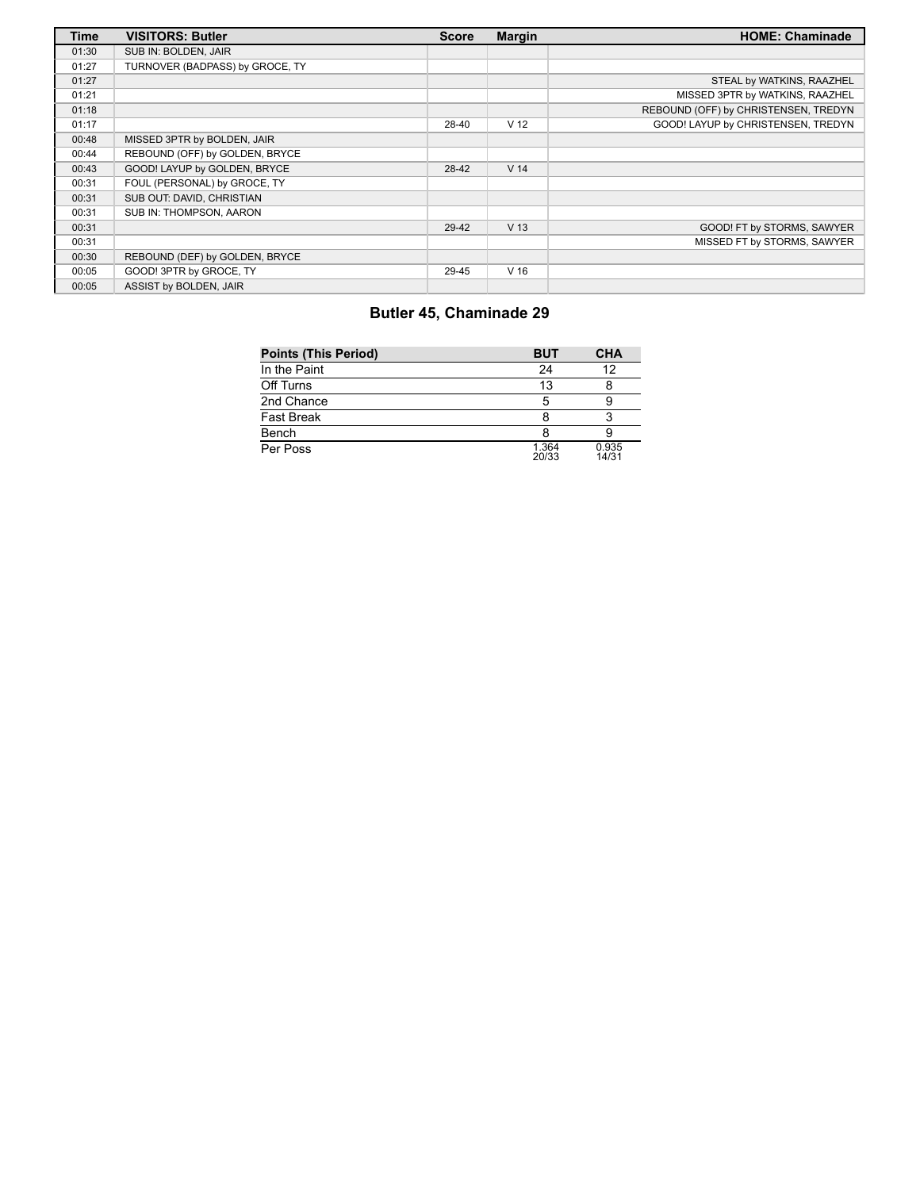| Time | VISITORS: Butler | Score | Margin | HOME: Chaminade |
| --- | --- | --- | --- | --- |
| 01:30 | SUB IN: BOLDEN, JAIR | | | |
| 01:27 | TURNOVER (BADPASS) by GROCE, TY | | | |
| 01:27 | | | | STEAL by WATKINS, RAAZHEL |
| 01:21 | | | | MISSED 3PTR by WATKINS, RAAZHEL |
| 01:18 | | | | REBOUND (OFF) by CHRISTENSEN, TREDYN |
| 01:17 | | 28-40 | V 12 | GOOD! LAYUP by CHRISTENSEN, TREDYN |
| 00:48 | MISSED 3PTR by BOLDEN, JAIR | | | |
| 00:44 | REBOUND (OFF) by GOLDEN, BRYCE | | | |
| 00:43 | GOOD! LAYUP by GOLDEN, BRYCE | 28-42 | V 14 | |
| 00:31 | FOUL (PERSONAL) by GROCE, TY | | | |
| 00:31 | SUB OUT: DAVID, CHRISTIAN | | | |
| 00:31 | SUB IN: THOMPSON, AARON | | | |
| 00:31 | | 29-42 | V 13 | GOOD! FT by STORMS, SAWYER |
| 00:31 | | | | MISSED FT by STORMS, SAWYER |
| 00:30 | REBOUND (DEF) by GOLDEN, BRYCE | | | |
| 00:05 | GOOD! 3PTR by GROCE, TY | 29-45 | V 16 | |
| 00:05 | ASSIST by BOLDEN, JAIR | | | |

## Butler 45, Chaminade 29

| Points (This Period) | BUT | CHA |
| --- | --- | --- |
| In the Paint | 24 | 12 |
| Off Turns | 13 | 8 |
| 2nd Chance | 5 | 9 |
| Fast Break | 8 | 3 |
| Bench | 8 | 9 |
| Per Poss | 1.364 20/33 | 0.935 14/31 |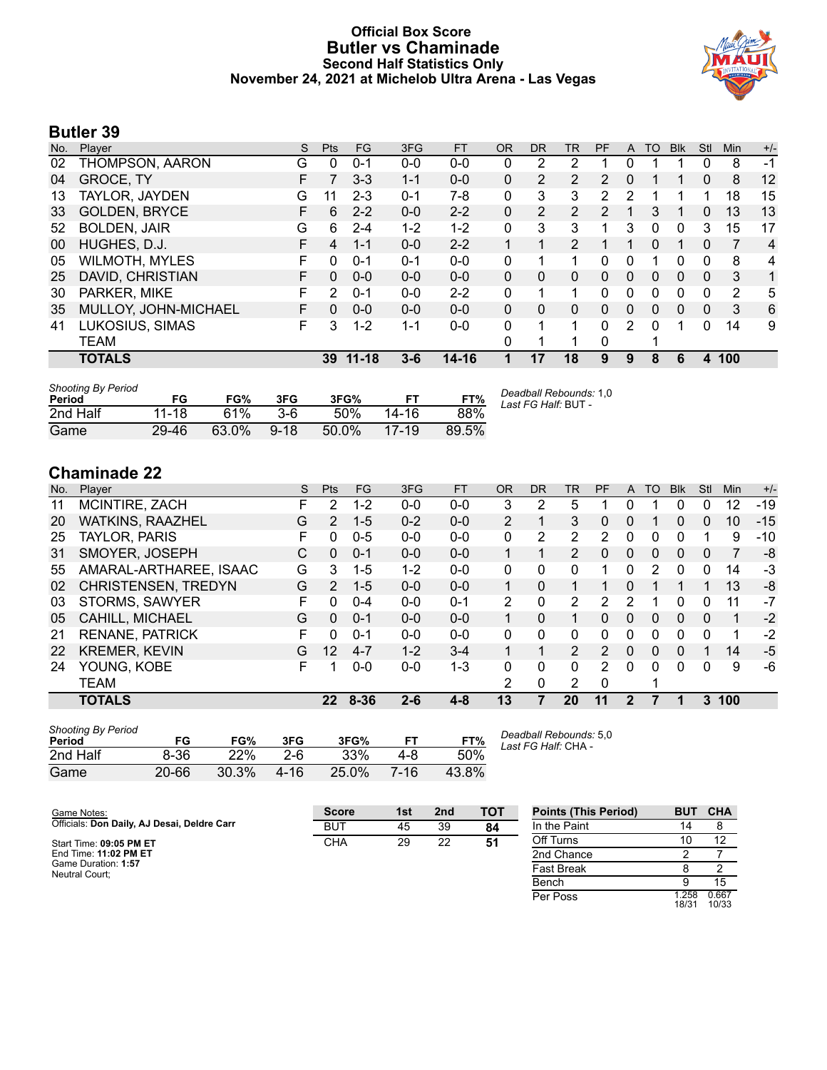# Official Box Score
## Butler vs Chaminade
### Second Half Statistics Only
### November 24, 2021 at Michelob Ultra Arena - Las Vegas

## Butler 39

| No. | Player | S | Pts | FG | 3FG | FT | OR | DR | TR | PF | A | TO | Blk | Stl | Min | +/- |
|---|---|---|---|---|---|---|---|---|---|---|---|---|---|---|---|---|
| 02 | THOMPSON, AARON | G | 0 | 0-1 | 0-0 | 0-0 | 0 | 2 | 2 | 1 | 0 | 1 | 1 | 0 | 8 | -1 |
| 04 | GROCE, TY | F | 7 | 3-3 | 1-1 | 0-0 | 0 | 2 | 2 | 2 | 0 | 1 | 1 | 0 | 8 | 12 |
| 13 | TAYLOR, JAYDEN | G | 11 | 2-3 | 0-1 | 7-8 | 0 | 3 | 3 | 2 | 2 | 1 | 1 | 1 | 18 | 15 |
| 33 | GOLDEN, BRYCE | F | 6 | 2-2 | 0-0 | 2-2 | 0 | 2 | 2 | 2 | 1 | 3 | 1 | 0 | 13 | 13 |
| 52 | BOLDEN, JAIR | G | 6 | 2-4 | 1-2 | 1-2 | 0 | 3 | 3 | 1 | 3 | 0 | 0 | 3 | 15 | 17 |
| 00 | HUGHES, D.J. | F | 4 | 1-1 | 0-0 | 2-2 | 1 | 1 | 2 | 1 | 1 | 0 | 1 | 0 | 7 | 4 |
| 05 | WILMOTH, MYLES | F | 0 | 0-1 | 0-1 | 0-0 | 0 | 1 | 1 | 0 | 0 | 1 | 0 | 0 | 8 | 4 |
| 25 | DAVID, CHRISTIAN | F | 0 | 0-0 | 0-0 | 0-0 | 0 | 0 | 0 | 0 | 0 | 0 | 0 | 0 | 3 | 1 |
| 30 | PARKER, MIKE | F | 2 | 0-1 | 0-0 | 2-2 | 0 | 1 | 1 | 0 | 0 | 0 | 0 | 0 | 2 | 5 |
| 35 | MULLOY, JOHN-MICHAEL | F | 0 | 0-0 | 0-0 | 0-0 | 0 | 0 | 0 | 0 | 0 | 0 | 0 | 0 | 3 | 6 |
| 41 | LUKOSIUS, SIMAS | F | 3 | 1-2 | 1-1 | 0-0 | 0 | 1 | 1 | 0 | 2 | 0 | 1 | 0 | 14 | 9 |
| | TEAM | | | | | | 0 | 1 | 1 | 0 | | 1 | | | | |
| | **TOTALS** | | **39** | **11-18** | **3-6** | **14-16** | **1** | **17** | **18** | **9** | **9** | **8** | **6** | **4** | **100** | |

| Shooting By Period Period | FG | FG% | 3FG | 3FG% | FT | FT% |
|---|---|---|---|---|---|---|
| 2nd Half | 11-18 | 61% | 3-6 | 50% | 14-16 | 88% |
| Game | 29-46 | 63.0% | 9-18 | 50.0% | 17-19 | 89.5% |

*Deadball Rebounds:* 1,0
*Last FG Half:* BUT -

## Chaminade 22

| No. | Player | S | Pts | FG | 3FG | FT | OR | DR | TR | PF | A | TO | Blk | Stl | Min | +/- |
|---|---|---|---|---|---|---|---|---|---|---|---|---|---|---|---|---|
| 11 | MCINTIRE, ZACH | F | 2 | 1-2 | 0-0 | 0-0 | 3 | 2 | 5 | 1 | 0 | 1 | 0 | 0 | 12 | -19 |
| 20 | WATKINS, RAAZHEL | G | 2 | 1-5 | 0-2 | 0-0 | 2 | 1 | 3 | 0 | 0 | 1 | 0 | 0 | 10 | -15 |
| 25 | TAYLOR, PARIS | F | 0 | 0-5 | 0-0 | 0-0 | 0 | 2 | 2 | 2 | 0 | 0 | 0 | 1 | 9 | -10 |
| 31 | SMOYER, JOSEPH | C | 0 | 0-1 | 0-0 | 0-0 | 1 | 1 | 2 | 0 | 0 | 0 | 0 | 0 | 7 | -8 |
| 55 | AMARAL-ARTHAREE, ISAAC | G | 3 | 1-5 | 1-2 | 0-0 | 0 | 0 | 0 | 1 | 0 | 2 | 0 | 0 | 14 | -3 |
| 02 | CHRISTENSEN, TREDYN | G | 2 | 1-5 | 0-0 | 0-0 | 1 | 0 | 1 | 1 | 0 | 1 | 1 | 1 | 13 | -8 |
| 03 | STORMS, SAWYER | F | 0 | 0-4 | 0-0 | 0-1 | 2 | 0 | 2 | 2 | 2 | 1 | 0 | 0 | 11 | -7 |
| 05 | CAHILL, MICHAEL | G | 0 | 0-1 | 0-0 | 0-0 | 1 | 0 | 1 | 0 | 0 | 0 | 0 | 0 | 1 | -2 |
| 21 | RENANE, PATRICK | F | 0 | 0-1 | 0-0 | 0-0 | 0 | 0 | 0 | 0 | 0 | 0 | 0 | 0 | 1 | -2 |
| 22 | KREMER, KEVIN | G | 12 | 4-7 | 1-2 | 3-4 | 1 | 1 | 2 | 2 | 0 | 0 | 0 | 1 | 14 | -5 |
| 24 | YOUNG, KOBE | F | 1 | 0-0 | 0-0 | 1-3 | 0 | 0 | 0 | 2 | 0 | 0 | 0 | 0 | 9 | -6 |
| | TEAM | | | | | | 2 | 0 | 2 | 0 | | 1 | | | | |
| | **TOTALS** | | **22** | **8-36** | **2-6** | **4-8** | **13** | **7** | **20** | **11** | **2** | **7** | **1** | **3** | **100** | |

| Shooting By Period Period | FG | FG% | 3FG | 3FG% | FT | FT% |
|---|---|---|---|---|---|---|
| 2nd Half | 8-36 | 22% | 2-6 | 33% | 4-8 | 50% |
| Game | 20-66 | 30.3% | 4-16 | 25.0% | 7-16 | 43.8% |

*Deadball Rebounds:* 5,0
*Last FG Half:* CHA -

Game Notes:
Officials: **Don Daily, AJ Desai, Deldre Carr**

Start Time: **09:05 PM ET**
End Time: **11:02 PM ET**
Game Duration: **1:57**
Neutral Court;

| Score | 1st | 2nd | TOT |
|---|---|---|---|
| BUT | 45 | 39 | **84** |
| CHA | 29 | 22 | **51** |

| Points (This Period) | BUT | CHA |
|---|---|---|
| In the Paint | 14 | 8 |
| Off Turns | 10 | 12 |
| 2nd Chance | 2 | 7 |
| Fast Break | 8 | 2 |
| Bench | 9 | 15 |
| Per Poss | 1.258 18/31 | 0.667 10/33 |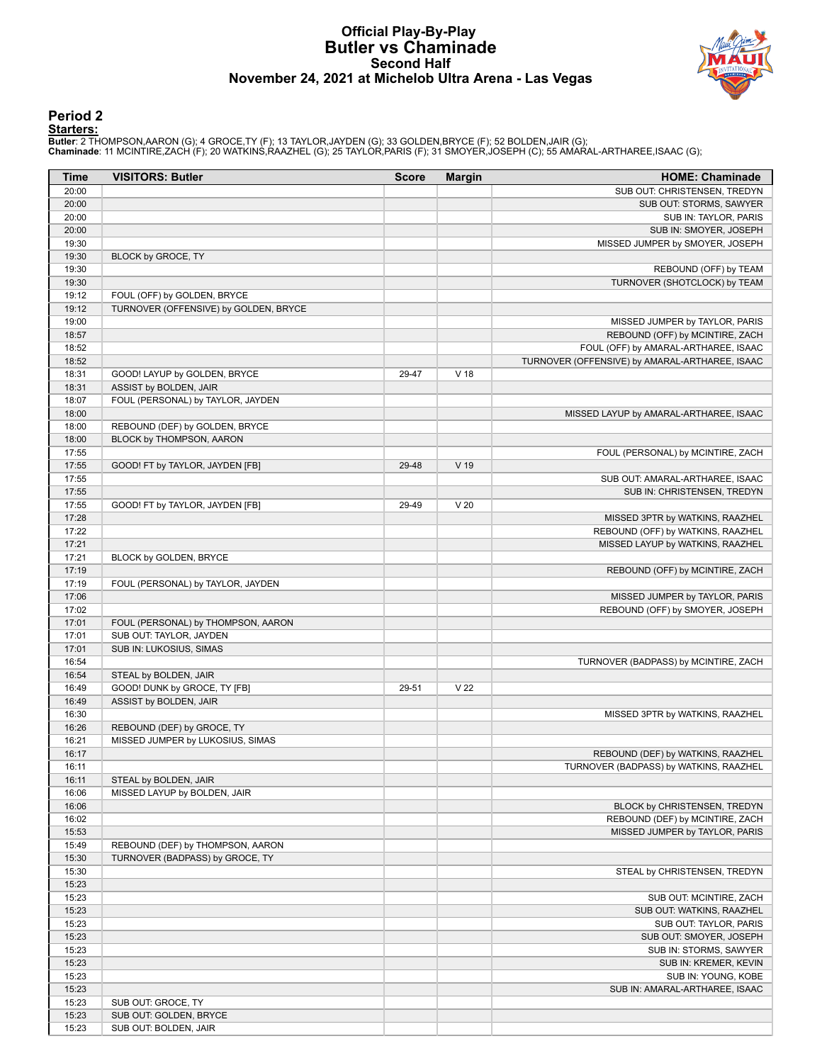# Official Play-By-Play
## Butler vs Chaminade
### Second Half
### November 24, 2021 at Michelob Ultra Arena - Las Vegas

## Period 2

**Starters:**

**Butler**: 2 THOMPSON,AARON (G); 4 GROCE,TY (F); 13 TAYLOR,JAYDEN (G); 33 GOLDEN,BRYCE (F); 52 BOLDEN,JAIR (G);
**Chaminade**: 11 MCINTIRE,ZACH (F); 20 WATKINS,RAAZHEL (G); 25 TAYLOR,PARIS (F); 31 SMOYER,JOSEPH (C); 55 AMARAL-ARTHAREE,ISAAC (G);

| Time | VISITORS: Butler | Score | Margin | HOME: Chaminade |
|---|---|---|---|---|
| 20:00 | | | | SUB OUT: CHRISTENSEN, TREDYN |
| 20:00 | | | | SUB OUT: STORMS, SAWYER |
| 20:00 | | | | SUB IN: TAYLOR, PARIS |
| 20:00 | | | | SUB IN: SMOYER, JOSEPH |
| 19:30 | | | | MISSED JUMPER by SMOYER, JOSEPH |
| 19:30 | BLOCK by GROCE, TY | | | |
| 19:30 | | | | REBOUND (OFF) by TEAM |
| 19:30 | | | | TURNOVER (SHOTCLOCK) by TEAM |
| 19:12 | FOUL (OFF) by GOLDEN, BRYCE | | | |
| 19:12 | TURNOVER (OFFENSIVE) by GOLDEN, BRYCE | | | |
| 19:00 | | | | MISSED JUMPER by TAYLOR, PARIS |
| 18:57 | | | | REBOUND (OFF) by MCINTIRE, ZACH |
| 18:52 | | | | FOUL (OFF) by AMARAL-ARTHAREE, ISAAC |
| 18:52 | | | | TURNOVER (OFFENSIVE) by AMARAL-ARTHAREE, ISAAC |
| 18:31 | GOOD! LAYUP by GOLDEN, BRYCE | 29-47 | V 18 | |
| 18:31 | ASSIST by BOLDEN, JAIR | | | |
| 18:07 | FOUL (PERSONAL) by TAYLOR, JAYDEN | | | |
| 18:00 | | | | MISSED LAYUP by AMARAL-ARTHAREE, ISAAC |
| 18:00 | REBOUND (DEF) by GOLDEN, BRYCE | | | |
| 18:00 | BLOCK by THOMPSON, AARON | | | |
| 17:55 | | | | FOUL (PERSONAL) by MCINTIRE, ZACH |
| 17:55 | GOOD! FT by TAYLOR, JAYDEN [FB] | 29-48 | V 19 | |
| 17:55 | | | | SUB OUT: AMARAL-ARTHAREE, ISAAC |
| 17:55 | | | | SUB IN: CHRISTENSEN, TREDYN |
| 17:55 | GOOD! FT by TAYLOR, JAYDEN [FB] | 29-49 | V 20 | |
| 17:28 | | | | MISSED 3PTR by WATKINS, RAAZHEL |
| 17:22 | | | | REBOUND (OFF) by WATKINS, RAAZHEL |
| 17:21 | | | | MISSED LAYUP by WATKINS, RAAZHEL |
| 17:21 | BLOCK by GOLDEN, BRYCE | | | |
| 17:19 | | | | REBOUND (OFF) by MCINTIRE, ZACH |
| 17:19 | FOUL (PERSONAL) by TAYLOR, JAYDEN | | | |
| 17:06 | | | | MISSED JUMPER by TAYLOR, PARIS |
| 17:02 | | | | REBOUND (OFF) by SMOYER, JOSEPH |
| 17:01 | FOUL (PERSONAL) by THOMPSON, AARON | | | |
| 17:01 | SUB OUT: TAYLOR, JAYDEN | | | |
| 17:01 | SUB IN: LUKOSIUS, SIMAS | | | |
| 16:54 | | | | TURNOVER (BADPASS) by MCINTIRE, ZACH |
| 16:54 | STEAL by BOLDEN, JAIR | | | |
| 16:49 | GOOD! DUNK by GROCE, TY [FB] | 29-51 | V 22 | |
| 16:49 | ASSIST by BOLDEN, JAIR | | | |
| 16:30 | | | | MISSED 3PTR by WATKINS, RAAZHEL |
| 16:26 | REBOUND (DEF) by GROCE, TY | | | |
| 16:21 | MISSED JUMPER by LUKOSIUS, SIMAS | | | |
| 16:17 | | | | REBOUND (DEF) by WATKINS, RAAZHEL |
| 16:11 | | | | TURNOVER (BADPASS) by WATKINS, RAAZHEL |
| 16:11 | STEAL by BOLDEN, JAIR | | | |
| 16:06 | MISSED LAYUP by BOLDEN, JAIR | | | |
| 16:06 | | | | BLOCK by CHRISTENSEN, TREDYN |
| 16:02 | | | | REBOUND (DEF) by MCINTIRE, ZACH |
| 15:53 | | | | MISSED JUMPER by TAYLOR, PARIS |
| 15:49 | REBOUND (DEF) by THOMPSON, AARON | | | |
| 15:30 | TURNOVER (BADPASS) by GROCE, TY | | | |
| 15:30 | | | | STEAL by CHRISTENSEN, TREDYN |
| 15:23 | | | | |
| 15:23 | | | | SUB OUT: MCINTIRE, ZACH |
| 15:23 | | | | SUB OUT: WATKINS, RAAZHEL |
| 15:23 | | | | SUB OUT: TAYLOR, PARIS |
| 15:23 | | | | SUB OUT: SMOYER, JOSEPH |
| 15:23 | | | | SUB IN: STORMS, SAWYER |
| 15:23 | | | | SUB IN: KREMER, KEVIN |
| 15:23 | | | | SUB IN: YOUNG, KOBE |
| 15:23 | | | | SUB IN: AMARAL-ARTHAREE, ISAAC |
| 15:23 | SUB OUT: GROCE, TY | | | |
| 15:23 | SUB OUT: GOLDEN, BRYCE | | | |
| 15:23 | SUB OUT: BOLDEN, JAIR | | | |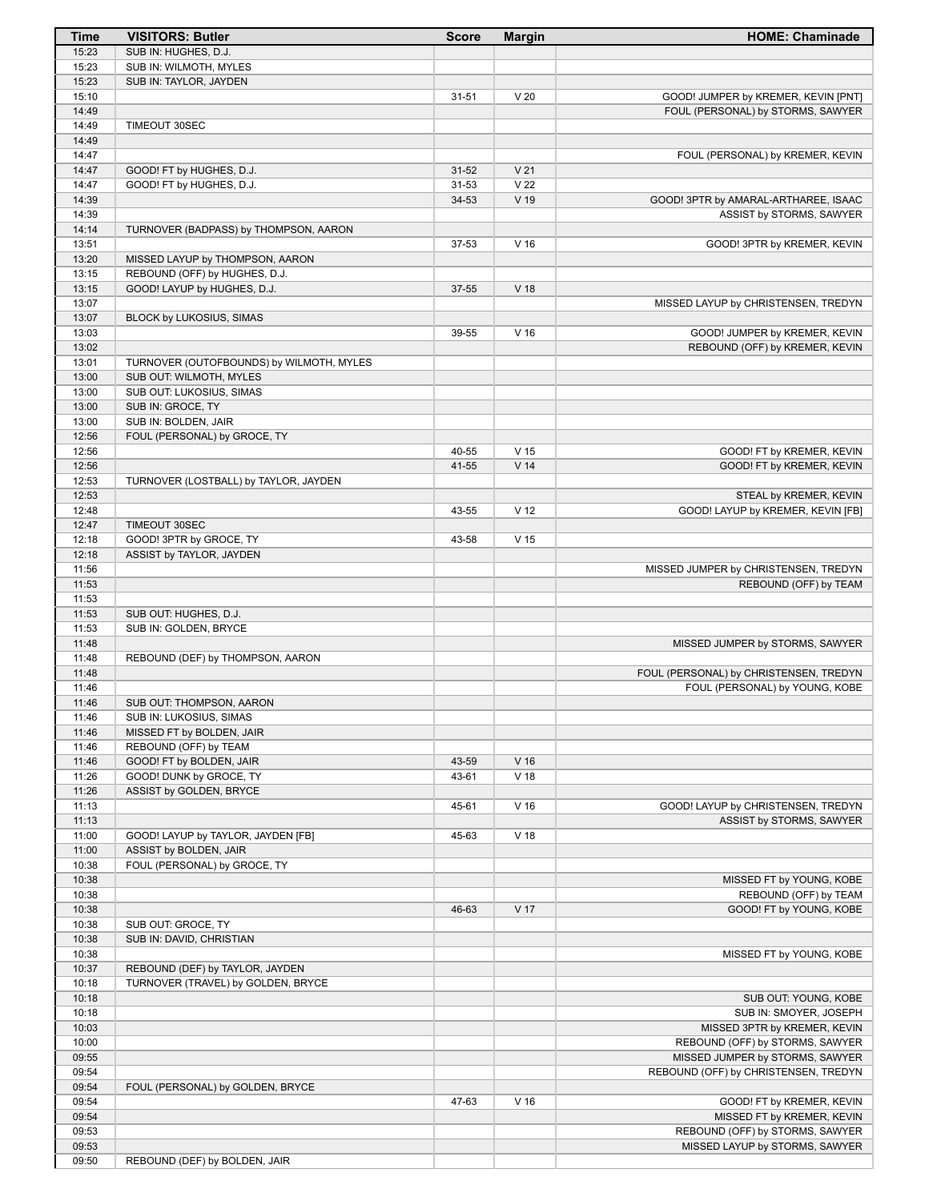| Time | VISITORS: Butler | Score | Margin | HOME: Chaminade |
|---|---|---|---|---|
| 15:23 | SUB IN: HUGHES, D.J. | | | |
| 15:23 | SUB IN: WILMOTH, MYLES | | | |
| 15:23 | SUB IN: TAYLOR, JAYDEN | | | |
| 15:10 | | 31-51 | V 20 | GOOD! JUMPER by KREMER, KEVIN [PNT] |
| 14:49 | | | | FOUL (PERSONAL) by STORMS, SAWYER |
| 14:49 | TIMEOUT 30SEC | | | |
| 14:49 | | | | |
| 14:47 | | | | FOUL (PERSONAL) by KREMER, KEVIN |
| 14:47 | GOOD! FT by HUGHES, D.J. | 31-52 | V 21 | |
| 14:47 | GOOD! FT by HUGHES, D.J. | 31-53 | V 22 | |
| 14:39 | | 34-53 | V 19 | GOOD! 3PTR by AMARAL-ARTHAREE, ISAAC |
| 14:39 | | | | ASSIST by STORMS, SAWYER |
| 14:14 | TURNOVER (BADPASS) by THOMPSON, AARON | | | |
| 13:51 | | 37-53 | V 16 | GOOD! 3PTR by KREMER, KEVIN |
| 13:20 | MISSED LAYUP by THOMPSON, AARON | | | |
| 13:15 | REBOUND (OFF) by HUGHES, D.J. | | | |
| 13:15 | GOOD! LAYUP by HUGHES, D.J. | 37-55 | V 18 | |
| 13:07 | | | | MISSED LAYUP by CHRISTENSEN, TREDYN |
| 13:07 | BLOCK by LUKOSIUS, SIMAS | | | |
| 13:03 | | 39-55 | V 16 | GOOD! JUMPER by KREMER, KEVIN |
| 13:02 | | | | REBOUND (OFF) by KREMER, KEVIN |
| 13:01 | TURNOVER (OUTOFBOUNDS) by WILMOTH, MYLES | | | |
| 13:00 | SUB OUT: WILMOTH, MYLES | | | |
| 13:00 | SUB OUT: LUKOSIUS, SIMAS | | | |
| 13:00 | SUB IN: GROCE, TY | | | |
| 13:00 | SUB IN: BOLDEN, JAIR | | | |
| 12:56 | FOUL (PERSONAL) by GROCE, TY | | | |
| 12:56 | | 40-55 | V 15 | GOOD! FT by KREMER, KEVIN |
| 12:56 | | 41-55 | V 14 | GOOD! FT by KREMER, KEVIN |
| 12:53 | TURNOVER (LOSTBALL) by TAYLOR, JAYDEN | | | |
| 12:53 | | | | STEAL by KREMER, KEVIN |
| 12:48 | | 43-55 | V 12 | GOOD! LAYUP by KREMER, KEVIN [FB] |
| 12:47 | TIMEOUT 30SEC | | | |
| 12:18 | GOOD! 3PTR by GROCE, TY | 43-58 | V 15 | |
| 12:18 | ASSIST by TAYLOR, JAYDEN | | | |
| 11:56 | | | | MISSED JUMPER by CHRISTENSEN, TREDYN |
| 11:53 | | | | REBOUND (OFF) by TEAM |
| 11:53 | | | | |
| 11:53 | SUB OUT: HUGHES, D.J. | | | |
| 11:53 | SUB IN: GOLDEN, BRYCE | | | |
| 11:48 | | | | MISSED JUMPER by STORMS, SAWYER |
| 11:48 | REBOUND (DEF) by THOMPSON, AARON | | | |
| 11:48 | | | | FOUL (PERSONAL) by CHRISTENSEN, TREDYN |
| 11:46 | | | | FOUL (PERSONAL) by YOUNG, KOBE |
| 11:46 | SUB OUT: THOMPSON, AARON | | | |
| 11:46 | SUB IN: LUKOSIUS, SIMAS | | | |
| 11:46 | MISSED FT by BOLDEN, JAIR | | | |
| 11:46 | REBOUND (OFF) by TEAM | | | |
| 11:46 | GOOD! FT by BOLDEN, JAIR | 43-59 | V 16 | |
| 11:26 | GOOD! DUNK by GROCE, TY | 43-61 | V 18 | |
| 11:26 | ASSIST by GOLDEN, BRYCE | | | |
| 11:13 | | 45-61 | V 16 | GOOD! LAYUP by CHRISTENSEN, TREDYN |
| 11:13 | | | | ASSIST by STORMS, SAWYER |
| 11:00 | GOOD! LAYUP by TAYLOR, JAYDEN [FB] | 45-63 | V 18 | |
| 11:00 | ASSIST by BOLDEN, JAIR | | | |
| 10:38 | FOUL (PERSONAL) by GROCE, TY | | | |
| 10:38 | | | | MISSED FT by YOUNG, KOBE |
| 10:38 | | | | REBOUND (OFF) by TEAM |
| 10:38 | | 46-63 | V 17 | GOOD! FT by YOUNG, KOBE |
| 10:38 | SUB OUT: GROCE, TY | | | |
| 10:38 | SUB IN: DAVID, CHRISTIAN | | | |
| 10:38 | | | | MISSED FT by YOUNG, KOBE |
| 10:37 | REBOUND (DEF) by TAYLOR, JAYDEN | | | |
| 10:18 | TURNOVER (TRAVEL) by GOLDEN, BRYCE | | | |
| 10:18 | | | | SUB OUT: YOUNG, KOBE |
| 10:18 | | | | SUB IN: SMOYER, JOSEPH |
| 10:03 | | | | MISSED 3PTR by KREMER, KEVIN |
| 10:00 | | | | REBOUND (OFF) by STORMS, SAWYER |
| 09:55 | | | | MISSED JUMPER by STORMS, SAWYER |
| 09:54 | | | | REBOUND (OFF) by CHRISTENSEN, TREDYN |
| 09:54 | FOUL (PERSONAL) by GOLDEN, BRYCE | | | |
| 09:54 | | 47-63 | V 16 | GOOD! FT by KREMER, KEVIN |
| 09:54 | | | | MISSED FT by KREMER, KEVIN |
| 09:53 | | | | REBOUND (OFF) by STORMS, SAWYER |
| 09:53 | | | | MISSED LAYUP by STORMS, SAWYER |
| 09:50 | REBOUND (DEF) by BOLDEN, JAIR | | | |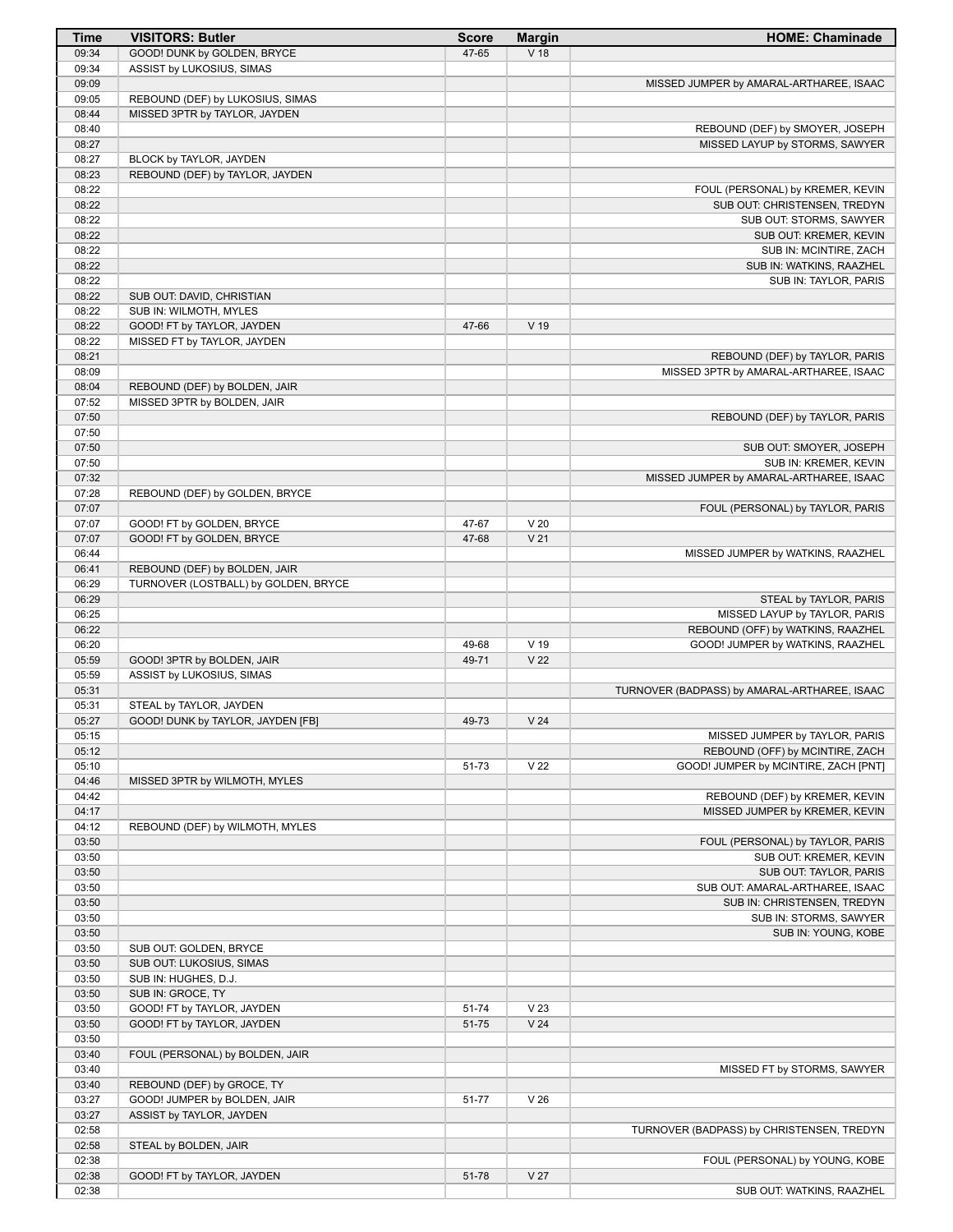| Time | VISITORS: Butler | Score | Margin | HOME: Chaminade |
|---|---|---|---|---|
| 09:34 | GOOD! DUNK by GOLDEN, BRYCE | 47-65 | V 18 | |
| 09:34 | ASSIST by LUKOSIUS, SIMAS | | | |
| 09:09 | | | | MISSED JUMPER by AMARAL-ARTHAREE, ISAAC |
| 09:05 | REBOUND (DEF) by LUKOSIUS, SIMAS | | | |
| 08:44 | MISSED 3PTR by TAYLOR, JAYDEN | | | |
| 08:40 | | | | REBOUND (DEF) by SMOYER, JOSEPH |
| 08:27 | | | | MISSED LAYUP by STORMS, SAWYER |
| 08:27 | BLOCK by TAYLOR, JAYDEN | | | |
| 08:23 | REBOUND (DEF) by TAYLOR, JAYDEN | | | |
| 08:22 | | | | FOUL (PERSONAL) by KREMER, KEVIN |
| 08:22 | | | | SUB OUT: CHRISTENSEN, TREDYN |
| 08:22 | | | | SUB OUT: STORMS, SAWYER |
| 08:22 | | | | SUB OUT: KREMER, KEVIN |
| 08:22 | | | | SUB IN: MCINTIRE, ZACH |
| 08:22 | | | | SUB IN: WATKINS, RAAZHEL |
| 08:22 | | | | SUB IN: TAYLOR, PARIS |
| 08:22 | SUB OUT: DAVID, CHRISTIAN | | | |
| 08:22 | SUB IN: WILMOTH, MYLES | | | |
| 08:22 | GOOD! FT by TAYLOR, JAYDEN | 47-66 | V 19 | |
| 08:22 | MISSED FT by TAYLOR, JAYDEN | | | |
| 08:21 | | | | REBOUND (DEF) by TAYLOR, PARIS |
| 08:09 | | | | MISSED 3PTR by AMARAL-ARTHAREE, ISAAC |
| 08:04 | REBOUND (DEF) by BOLDEN, JAIR | | | |
| 07:52 | MISSED 3PTR by BOLDEN, JAIR | | | |
| 07:50 | | | | REBOUND (DEF) by TAYLOR, PARIS |
| 07:50 | | | | |
| 07:50 | | | | SUB OUT: SMOYER, JOSEPH |
| 07:50 | | | | SUB IN: KREMER, KEVIN |
| 07:32 | | | | MISSED JUMPER by AMARAL-ARTHAREE, ISAAC |
| 07:28 | REBOUND (DEF) by GOLDEN, BRYCE | | | |
| 07:07 | | | | FOUL (PERSONAL) by TAYLOR, PARIS |
| 07:07 | GOOD! FT by GOLDEN, BRYCE | 47-67 | V 20 | |
| 07:07 | GOOD! FT by GOLDEN, BRYCE | 47-68 | V 21 | |
| 06:44 | | | | MISSED JUMPER by WATKINS, RAAZHEL |
| 06:41 | REBOUND (DEF) by BOLDEN, JAIR | | | |
| 06:29 | TURNOVER (LOSTBALL) by GOLDEN, BRYCE | | | |
| 06:29 | | | | STEAL by TAYLOR, PARIS |
| 06:25 | | | | MISSED LAYUP by TAYLOR, PARIS |
| 06:22 | | | | REBOUND (OFF) by WATKINS, RAAZHEL |
| 06:20 | | 49-68 | V 19 | GOOD! JUMPER by WATKINS, RAAZHEL |
| 05:59 | GOOD! 3PTR by BOLDEN, JAIR | 49-71 | V 22 | |
| 05:59 | ASSIST by LUKOSIUS, SIMAS | | | |
| 05:31 | | | | TURNOVER (BADPASS) by AMARAL-ARTHAREE, ISAAC |
| 05:31 | STEAL by TAYLOR, JAYDEN | | | |
| 05:27 | GOOD! DUNK by TAYLOR, JAYDEN [FB] | 49-73 | V 24 | |
| 05:15 | | | | MISSED JUMPER by TAYLOR, PARIS |
| 05:12 | | | | REBOUND (OFF) by MCINTIRE, ZACH |
| 05:10 | | 51-73 | V 22 | GOOD! JUMPER by MCINTIRE, ZACH [PNT] |
| 04:46 | MISSED 3PTR by WILMOTH, MYLES | | | |
| 04:42 | | | | REBOUND (DEF) by KREMER, KEVIN |
| 04:17 | | | | MISSED JUMPER by KREMER, KEVIN |
| 04:12 | REBOUND (DEF) by WILMOTH, MYLES | | | |
| 03:50 | | | | FOUL (PERSONAL) by TAYLOR, PARIS |
| 03:50 | | | | SUB OUT: KREMER, KEVIN |
| 03:50 | | | | SUB OUT: TAYLOR, PARIS |
| 03:50 | | | | SUB OUT: AMARAL-ARTHAREE, ISAAC |
| 03:50 | | | | SUB IN: CHRISTENSEN, TREDYN |
| 03:50 | | | | SUB IN: STORMS, SAWYER |
| 03:50 | | | | SUB IN: YOUNG, KOBE |
| 03:50 | SUB OUT: GOLDEN, BRYCE | | | |
| 03:50 | SUB OUT: LUKOSIUS, SIMAS | | | |
| 03:50 | SUB IN: HUGHES, D.J. | | | |
| 03:50 | SUB IN: GROCE, TY | | | |
| 03:50 | GOOD! FT by TAYLOR, JAYDEN | 51-74 | V 23 | |
| 03:50 | GOOD! FT by TAYLOR, JAYDEN | 51-75 | V 24 | |
| 03:50 | | | | |
| 03:40 | FOUL (PERSONAL) by BOLDEN, JAIR | | | |
| 03:40 | | | | MISSED FT by STORMS, SAWYER |
| 03:40 | REBOUND (DEF) by GROCE, TY | | | |
| 03:27 | GOOD! JUMPER by BOLDEN, JAIR | 51-77 | V 26 | |
| 03:27 | ASSIST by TAYLOR, JAYDEN | | | |
| 02:58 | | | | TURNOVER (BADPASS) by CHRISTENSEN, TREDYN |
| 02:58 | STEAL by BOLDEN, JAIR | | | |
| 02:38 | | | | FOUL (PERSONAL) by YOUNG, KOBE |
| 02:38 | GOOD! FT by TAYLOR, JAYDEN | 51-78 | V 27 | |
| 02:38 | | | | SUB OUT: WATKINS, RAAZHEL |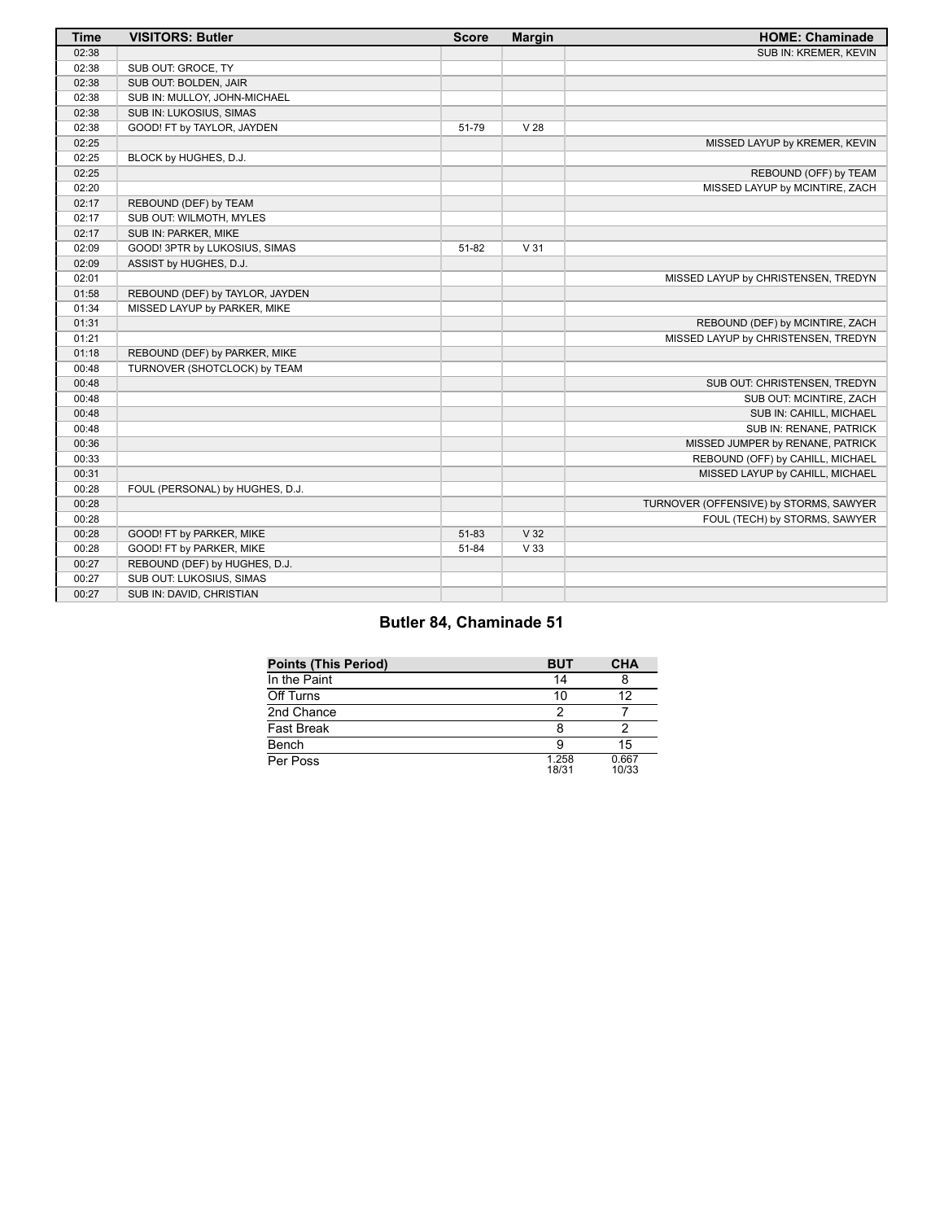| Time | VISITORS: Butler | Score | Margin | HOME: Chaminade |
|---|---|---|---|---|
| 02:38 | | | | SUB IN: KREMER, KEVIN |
| 02:38 | SUB OUT: GROCE, TY | | | |
| 02:38 | SUB OUT: BOLDEN, JAIR | | | |
| 02:38 | SUB IN: MULLOY, JOHN-MICHAEL | | | |
| 02:38 | SUB IN: LUKOSIUS, SIMAS | | | |
| 02:38 | GOOD! FT by TAYLOR, JAYDEN | 51-79 | V 28 | |
| 02:25 | | | | MISSED LAYUP by KREMER, KEVIN |
| 02:25 | BLOCK by HUGHES, D.J. | | | |
| 02:25 | | | | REBOUND (OFF) by TEAM |
| 02:20 | | | | MISSED LAYUP by MCINTIRE, ZACH |
| 02:17 | REBOUND (DEF) by TEAM | | | |
| 02:17 | SUB OUT: WILMOTH, MYLES | | | |
| 02:17 | SUB IN: PARKER, MIKE | | | |
| 02:09 | GOOD! 3PTR by LUKOSIUS, SIMAS | 51-82 | V 31 | |
| 02:09 | ASSIST by HUGHES, D.J. | | | |
| 02:01 | | | | MISSED LAYUP by CHRISTENSEN, TREDYN |
| 01:58 | REBOUND (DEF) by TAYLOR, JAYDEN | | | |
| 01:34 | MISSED LAYUP by PARKER, MIKE | | | |
| 01:31 | | | | REBOUND (DEF) by MCINTIRE, ZACH |
| 01:21 | | | | MISSED LAYUP by CHRISTENSEN, TREDYN |
| 01:18 | REBOUND (DEF) by PARKER, MIKE | | | |
| 00:48 | TURNOVER (SHOTCLOCK) by TEAM | | | |
| 00:48 | | | | SUB OUT: CHRISTENSEN, TREDYN |
| 00:48 | | | | SUB OUT: MCINTIRE, ZACH |
| 00:48 | | | | SUB IN: CAHILL, MICHAEL |
| 00:48 | | | | SUB IN: RENANE, PATRICK |
| 00:36 | | | | MISSED JUMPER by RENANE, PATRICK |
| 00:33 | | | | REBOUND (OFF) by CAHILL, MICHAEL |
| 00:31 | | | | MISSED LAYUP by CAHILL, MICHAEL |
| 00:28 | FOUL (PERSONAL) by HUGHES, D.J. | | | |
| 00:28 | | | | TURNOVER (OFFENSIVE) by STORMS, SAWYER |
| 00:28 | | | | FOUL (TECH) by STORMS, SAWYER |
| 00:28 | GOOD! FT by PARKER, MIKE | 51-83 | V 32 | |
| 00:28 | GOOD! FT by PARKER, MIKE | 51-84 | V 33 | |
| 00:27 | REBOUND (DEF) by HUGHES, D.J. | | | |
| 00:27 | SUB OUT: LUKOSIUS, SIMAS | | | |
| 00:27 | SUB IN: DAVID, CHRISTIAN | | | |

## Butler 84, Chaminade 51

| Points (This Period) | BUT | CHA |
|---|---|---|
| In the Paint | 14 | 8 |
| Off Turns | 10 | 12 |
| 2nd Chance | 2 | 7 |
| Fast Break | 8 | 2 |
| Bench | 9 | 15 |
| Per Poss | 1.258 18/31 | 0.667 10/33 |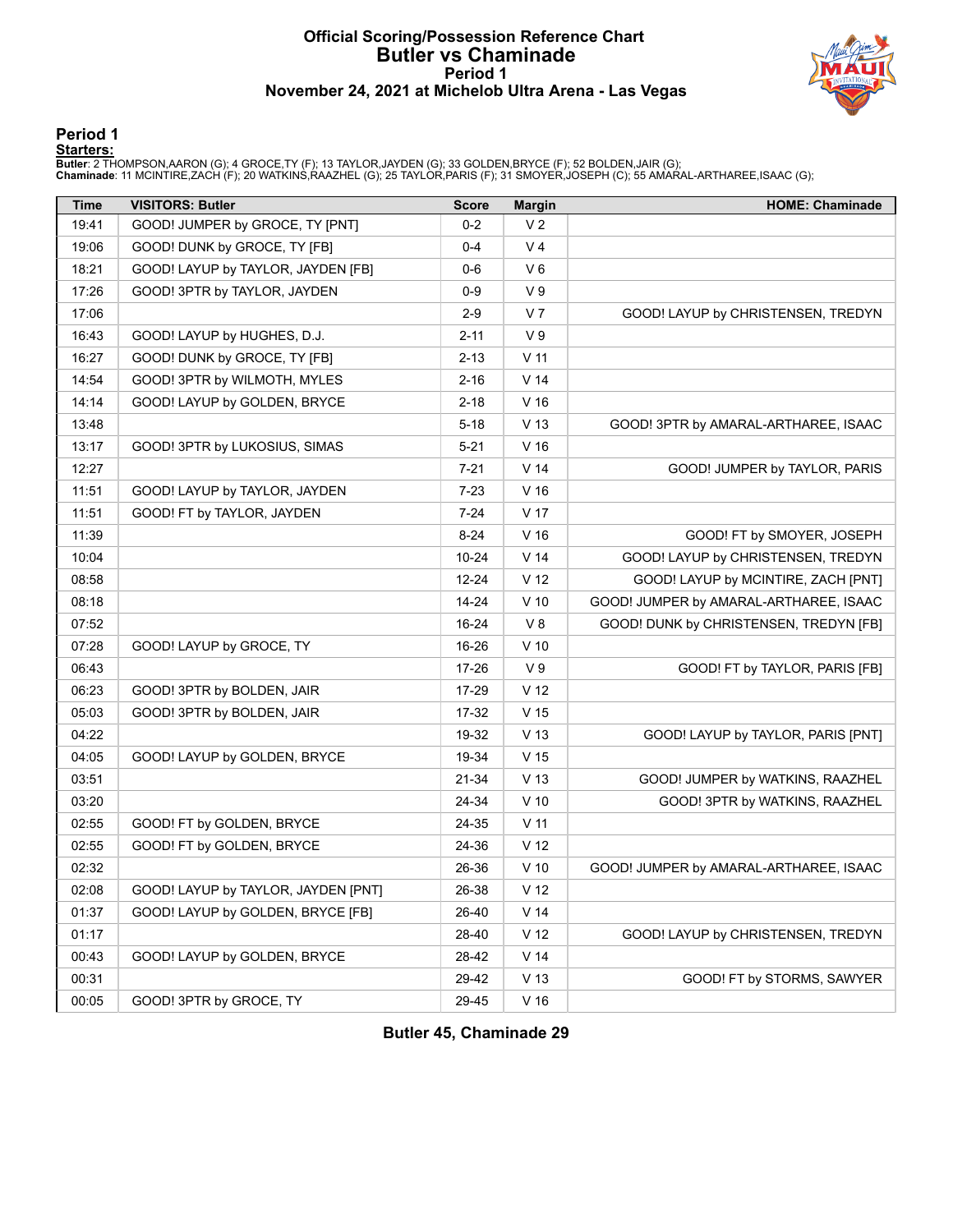# Official Scoring/Possession Reference Chart
## Butler vs Chaminade
### Period 1
### November 24, 2021 at Michelob Ultra Arena - Las Vegas

## Period 1

**Starters:**

**Butler**: 2 THOMPSON,AARON (G); 4 GROCE,TY (F); 13 TAYLOR,JAYDEN (G); 33 GOLDEN,BRYCE (F); 52 BOLDEN,JAIR (G);
**Chaminade**: 11 MCINTIRE,ZACH (F); 20 WATKINS,RAAZHEL (G); 25 TAYLOR,PARIS (F); 31 SMOYER,JOSEPH (C); 55 AMARAL-ARTHAREE,ISAAC (G);

| Time | VISITORS: Butler | Score | Margin | HOME: Chaminade |
|---|---|---|---|---|
| 19:41 | GOOD! JUMPER by GROCE, TY [PNT] | 0-2 | V 2 | |
| 19:06 | GOOD! DUNK by GROCE, TY [FB] | 0-4 | V 4 | |
| 18:21 | GOOD! LAYUP by TAYLOR, JAYDEN [FB] | 0-6 | V 6 | |
| 17:26 | GOOD! 3PTR by TAYLOR, JAYDEN | 0-9 | V 9 | |
| 17:06 | | 2-9 | V 7 | GOOD! LAYUP by CHRISTENSEN, TREDYN |
| 16:43 | GOOD! LAYUP by HUGHES, D.J. | 2-11 | V 9 | |
| 16:27 | GOOD! DUNK by GROCE, TY [FB] | 2-13 | V 11 | |
| 14:54 | GOOD! 3PTR by WILMOTH, MYLES | 2-16 | V 14 | |
| 14:14 | GOOD! LAYUP by GOLDEN, BRYCE | 2-18 | V 16 | |
| 13:48 | | 5-18 | V 13 | GOOD! 3PTR by AMARAL-ARTHAREE, ISAAC |
| 13:17 | GOOD! 3PTR by LUKOSIUS, SIMAS | 5-21 | V 16 | |
| 12:27 | | 7-21 | V 14 | GOOD! JUMPER by TAYLOR, PARIS |
| 11:51 | GOOD! LAYUP by TAYLOR, JAYDEN | 7-23 | V 16 | |
| 11:51 | GOOD! FT by TAYLOR, JAYDEN | 7-24 | V 17 | |
| 11:39 | | 8-24 | V 16 | GOOD! FT by SMOYER, JOSEPH |
| 10:04 | | 10-24 | V 14 | GOOD! LAYUP by CHRISTENSEN, TREDYN |
| 08:58 | | 12-24 | V 12 | GOOD! LAYUP by MCINTIRE, ZACH [PNT] |
| 08:18 | | 14-24 | V 10 | GOOD! JUMPER by AMARAL-ARTHAREE, ISAAC |
| 07:52 | | 16-24 | V 8 | GOOD! DUNK by CHRISTENSEN, TREDYN [FB] |
| 07:28 | GOOD! LAYUP by GROCE, TY | 16-26 | V 10 | |
| 06:43 | | 17-26 | V 9 | GOOD! FT by TAYLOR, PARIS [FB] |
| 06:23 | GOOD! 3PTR by BOLDEN, JAIR | 17-29 | V 12 | |
| 05:03 | GOOD! 3PTR by BOLDEN, JAIR | 17-32 | V 15 | |
| 04:22 | | 19-32 | V 13 | GOOD! LAYUP by TAYLOR, PARIS [PNT] |
| 04:05 | GOOD! LAYUP by GOLDEN, BRYCE | 19-34 | V 15 | |
| 03:51 | | 21-34 | V 13 | GOOD! JUMPER by WATKINS, RAAZHEL |
| 03:20 | | 24-34 | V 10 | GOOD! 3PTR by WATKINS, RAAZHEL |
| 02:55 | GOOD! FT by GOLDEN, BRYCE | 24-35 | V 11 | |
| 02:55 | GOOD! FT by GOLDEN, BRYCE | 24-36 | V 12 | |
| 02:32 | | 26-36 | V 10 | GOOD! JUMPER by AMARAL-ARTHAREE, ISAAC |
| 02:08 | GOOD! LAYUP by TAYLOR, JAYDEN [PNT] | 26-38 | V 12 | |
| 01:37 | GOOD! LAYUP by GOLDEN, BRYCE [FB] | 26-40 | V 14 | |
| 01:17 | | 28-40 | V 12 | GOOD! LAYUP by CHRISTENSEN, TREDYN |
| 00:43 | GOOD! LAYUP by GOLDEN, BRYCE | 28-42 | V 14 | |
| 00:31 | | 29-42 | V 13 | GOOD! FT by STORMS, SAWYER |
| 00:05 | GOOD! 3PTR by GROCE, TY | 29-45 | V 16 | |

**Butler 45, Chaminade 29**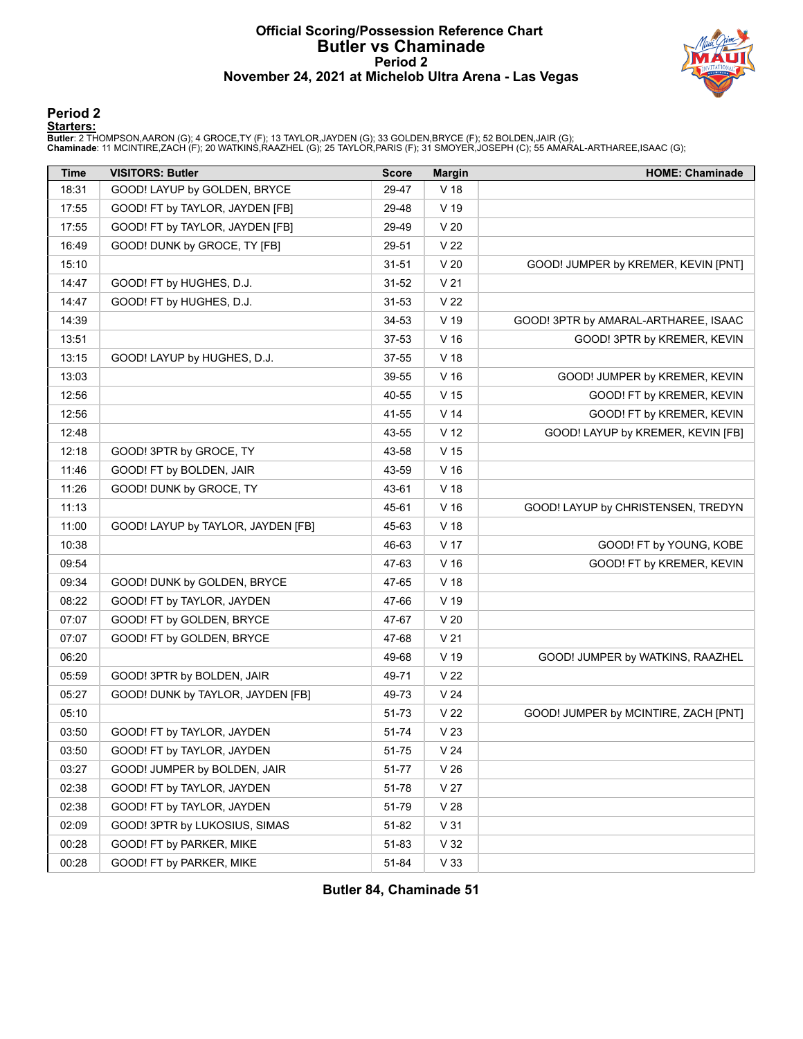# Official Scoring/Possession Reference Chart
## Butler vs Chaminade
### Period 2
### November 24, 2021 at Michelob Ultra Arena - Las Vegas

## Period 2

**Starters:**

**Butler**: 2 THOMPSON,AARON (G); 4 GROCE,TY (F); 13 TAYLOR,JAYDEN (G); 33 GOLDEN,BRYCE (F); 52 BOLDEN,JAIR (G);
**Chaminade**: 11 MCINTIRE,ZACH (F); 20 WATKINS,RAAZHEL (G); 25 TAYLOR,PARIS (F); 31 SMOYER,JOSEPH (C); 55 AMARAL-ARTHAREE,ISAAC (G);

| Time | VISITORS: Butler | Score | Margin | HOME: Chaminade |
|---|---|---|---|---|
| 18:31 | GOOD! LAYUP by GOLDEN, BRYCE | 29-47 | V 18 | |
| 17:55 | GOOD! FT by TAYLOR, JAYDEN [FB] | 29-48 | V 19 | |
| 17:55 | GOOD! FT by TAYLOR, JAYDEN [FB] | 29-49 | V 20 | |
| 16:49 | GOOD! DUNK by GROCE, TY [FB] | 29-51 | V 22 | |
| 15:10 | | 31-51 | V 20 | GOOD! JUMPER by KREMER, KEVIN [PNT] |
| 14:47 | GOOD! FT by HUGHES, D.J. | 31-52 | V 21 | |
| 14:47 | GOOD! FT by HUGHES, D.J. | 31-53 | V 22 | |
| 14:39 | | 34-53 | V 19 | GOOD! 3PTR by AMARAL-ARTHAREE, ISAAC |
| 13:51 | | 37-53 | V 16 | GOOD! 3PTR by KREMER, KEVIN |
| 13:15 | GOOD! LAYUP by HUGHES, D.J. | 37-55 | V 18 | |
| 13:03 | | 39-55 | V 16 | GOOD! JUMPER by KREMER, KEVIN |
| 12:56 | | 40-55 | V 15 | GOOD! FT by KREMER, KEVIN |
| 12:56 | | 41-55 | V 14 | GOOD! FT by KREMER, KEVIN |
| 12:48 | | 43-55 | V 12 | GOOD! LAYUP by KREMER, KEVIN [FB] |
| 12:18 | GOOD! 3PTR by GROCE, TY | 43-58 | V 15 | |
| 11:46 | GOOD! FT by BOLDEN, JAIR | 43-59 | V 16 | |
| 11:26 | GOOD! DUNK by GROCE, TY | 43-61 | V 18 | |
| 11:13 | | 45-61 | V 16 | GOOD! LAYUP by CHRISTENSEN, TREDYN |
| 11:00 | GOOD! LAYUP by TAYLOR, JAYDEN [FB] | 45-63 | V 18 | |
| 10:38 | | 46-63 | V 17 | GOOD! FT by YOUNG, KOBE |
| 09:54 | | 47-63 | V 16 | GOOD! FT by KREMER, KEVIN |
| 09:34 | GOOD! DUNK by GOLDEN, BRYCE | 47-65 | V 18 | |
| 08:22 | GOOD! FT by TAYLOR, JAYDEN | 47-66 | V 19 | |
| 07:07 | GOOD! FT by GOLDEN, BRYCE | 47-67 | V 20 | |
| 07:07 | GOOD! FT by GOLDEN, BRYCE | 47-68 | V 21 | |
| 06:20 | | 49-68 | V 19 | GOOD! JUMPER by WATKINS, RAAZHEL |
| 05:59 | GOOD! 3PTR by BOLDEN, JAIR | 49-71 | V 22 | |
| 05:27 | GOOD! DUNK by TAYLOR, JAYDEN [FB] | 49-73 | V 24 | |
| 05:10 | | 51-73 | V 22 | GOOD! JUMPER by MCINTIRE, ZACH [PNT] |
| 03:50 | GOOD! FT by TAYLOR, JAYDEN | 51-74 | V 23 | |
| 03:50 | GOOD! FT by TAYLOR, JAYDEN | 51-75 | V 24 | |
| 03:27 | GOOD! JUMPER by BOLDEN, JAIR | 51-77 | V 26 | |
| 02:38 | GOOD! FT by TAYLOR, JAYDEN | 51-78 | V 27 | |
| 02:38 | GOOD! FT by TAYLOR, JAYDEN | 51-79 | V 28 | |
| 02:09 | GOOD! 3PTR by LUKOSIUS, SIMAS | 51-82 | V 31 | |
| 00:28 | GOOD! FT by PARKER, MIKE | 51-83 | V 32 | |
| 00:28 | GOOD! FT by PARKER, MIKE | 51-84 | V 33 | |

**Butler 84, Chaminade 51**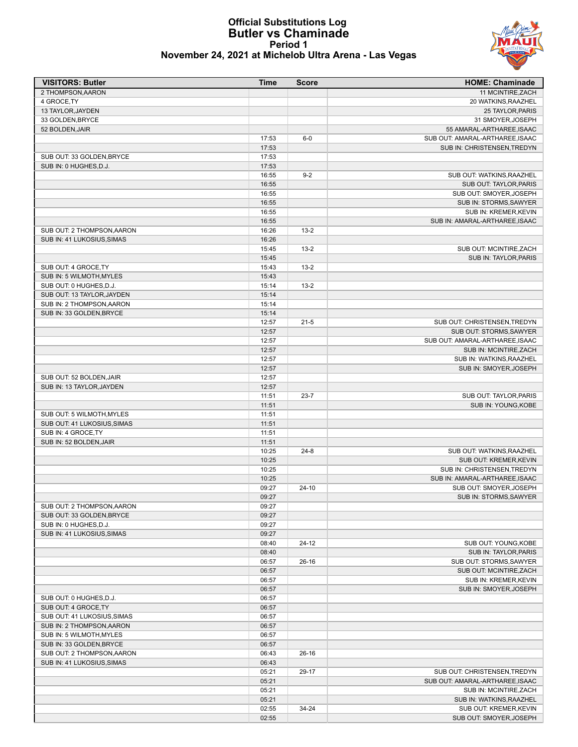# Official Substitutions Log
## Butler vs Chaminade
### Period 1
### November 24, 2021 at Michelob Ultra Arena - Las Vegas

| VISITORS: Butler | Time | Score | HOME: Chaminade |
|---|---|---|---|
| 2 THOMPSON,AARON | | | 11 MCINTIRE,ZACH |
| 4 GROCE,TY | | | 20 WATKINS,RAAZHEL |
| 13 TAYLOR,JAYDEN | | | 25 TAYLOR,PARIS |
| 33 GOLDEN,BRYCE | | | 31 SMOYER,JOSEPH |
| 52 BOLDEN,JAIR | | | 55 AMARAL-ARTHAREE,ISAAC |
| | 17:53 | 6-0 | SUB OUT: AMARAL-ARTHAREE,ISAAC |
| | 17:53 | | SUB IN: CHRISTENSEN,TREDYN |
| SUB OUT: 33 GOLDEN,BRYCE | 17:53 | | |
| SUB IN: 0 HUGHES,D.J. | 17:53 | | |
| | 16:55 | 9-2 | SUB OUT: WATKINS,RAAZHEL |
| | 16:55 | | SUB OUT: TAYLOR,PARIS |
| | 16:55 | | SUB OUT: SMOYER,JOSEPH |
| | 16:55 | | SUB IN: STORMS,SAWYER |
| | 16:55 | | SUB IN: KREMER,KEVIN |
| | 16:55 | | SUB IN: AMARAL-ARTHAREE,ISAAC |
| SUB OUT: 2 THOMPSON,AARON | 16:26 | 13-2 | |
| SUB IN: 41 LUKOSIUS,SIMAS | 16:26 | | |
| | 15:45 | 13-2 | SUB OUT: MCINTIRE,ZACH |
| | 15:45 | | SUB IN: TAYLOR,PARIS |
| SUB OUT: 4 GROCE,TY | 15:43 | 13-2 | |
| SUB IN: 5 WILMOTH,MYLES | 15:43 | | |
| SUB OUT: 0 HUGHES,D.J. | 15:14 | 13-2 | |
| SUB OUT: 13 TAYLOR,JAYDEN | 15:14 | | |
| SUB IN: 2 THOMPSON,AARON | 15:14 | | |
| SUB IN: 33 GOLDEN,BRYCE | 15:14 | | |
| | 12:57 | 21-5 | SUB OUT: CHRISTENSEN,TREDYN |
| | 12:57 | | SUB OUT: STORMS,SAWYER |
| | 12:57 | | SUB OUT: AMARAL-ARTHAREE,ISAAC |
| | 12:57 | | SUB IN: MCINTIRE,ZACH |
| | 12:57 | | SUB IN: WATKINS,RAAZHEL |
| | 12:57 | | SUB IN: SMOYER,JOSEPH |
| SUB OUT: 52 BOLDEN,JAIR | 12:57 | | |
| SUB IN: 13 TAYLOR,JAYDEN | 12:57 | | |
| | 11:51 | 23-7 | SUB OUT: TAYLOR,PARIS |
| | 11:51 | | SUB IN: YOUNG,KOBE |
| SUB OUT: 5 WILMOTH,MYLES | 11:51 | | |
| SUB OUT: 41 LUKOSIUS,SIMAS | 11:51 | | |
| SUB IN: 4 GROCE,TY | 11:51 | | |
| SUB IN: 52 BOLDEN,JAIR | 11:51 | | |
| | 10:25 | 24-8 | SUB OUT: WATKINS,RAAZHEL |
| | 10:25 | | SUB OUT: KREMER,KEVIN |
| | 10:25 | | SUB IN: CHRISTENSEN,TREDYN |
| | 10:25 | | SUB IN: AMARAL-ARTHAREE,ISAAC |
| | 09:27 | 24-10 | SUB OUT: SMOYER,JOSEPH |
| | 09:27 | | SUB IN: STORMS,SAWYER |
| SUB OUT: 2 THOMPSON,AARON | 09:27 | | |
| SUB OUT: 33 GOLDEN,BRYCE | 09:27 | | |
| SUB IN: 0 HUGHES,D.J. | 09:27 | | |
| SUB IN: 41 LUKOSIUS,SIMAS | 09:27 | | |
| | 08:40 | 24-12 | SUB OUT: YOUNG,KOBE |
| | 08:40 | | SUB IN: TAYLOR,PARIS |
| | 06:57 | 26-16 | SUB OUT: STORMS,SAWYER |
| | 06:57 | | SUB OUT: MCINTIRE,ZACH |
| | 06:57 | | SUB IN: KREMER,KEVIN |
| | 06:57 | | SUB IN: SMOYER,JOSEPH |
| SUB OUT: 0 HUGHES,D.J. | 06:57 | | |
| SUB OUT: 4 GROCE,TY | 06:57 | | |
| SUB OUT: 41 LUKOSIUS,SIMAS | 06:57 | | |
| SUB IN: 2 THOMPSON,AARON | 06:57 | | |
| SUB IN: 5 WILMOTH,MYLES | 06:57 | | |
| SUB IN: 33 GOLDEN,BRYCE | 06:57 | | |
| SUB OUT: 2 THOMPSON,AARON | 06:43 | 26-16 | |
| SUB IN: 41 LUKOSIUS,SIMAS | 06:43 | | |
| | 05:21 | 29-17 | SUB OUT: CHRISTENSEN,TREDYN |
| | 05:21 | | SUB OUT: AMARAL-ARTHAREE,ISAAC |
| | 05:21 | | SUB IN: MCINTIRE,ZACH |
| | 05:21 | | SUB IN: WATKINS,RAAZHEL |
| | 02:55 | 34-24 | SUB OUT: KREMER,KEVIN |
| | 02:55 | | SUB OUT: SMOYER,JOSEPH |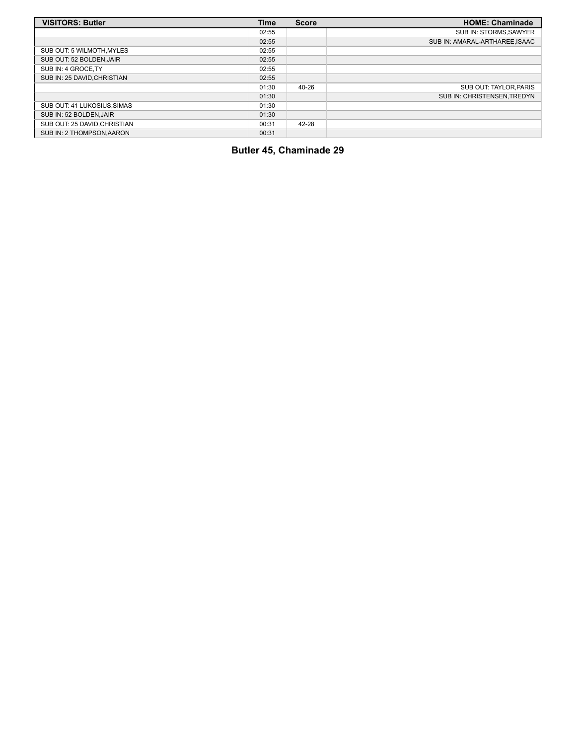| VISITORS: Butler | Time | Score | HOME: Chaminade |
|---|---|---|---|
| | 02:55 | | SUB IN: STORMS,SAWYER |
| | 02:55 | | SUB IN: AMARAL-ARTHAREE,ISAAC |
| SUB OUT: 5 WILMOTH,MYLES | 02:55 | | |
| SUB OUT: 52 BOLDEN,JAIR | 02:55 | | |
| SUB IN: 4 GROCE,TY | 02:55 | | |
| SUB IN: 25 DAVID,CHRISTIAN | 02:55 | | |
| | 01:30 | 40-26 | SUB OUT: TAYLOR,PARIS |
| | 01:30 | | SUB IN: CHRISTENSEN,TREDYN |
| SUB OUT: 41 LUKOSIUS,SIMAS | 01:30 | | |
| SUB IN: 52 BOLDEN,JAIR | 01:30 | | |
| SUB OUT: 25 DAVID,CHRISTIAN | 00:31 | 42-28 | |
| SUB IN: 2 THOMPSON,AARON | 00:31 | | |

**Butler 45, Chaminade 29**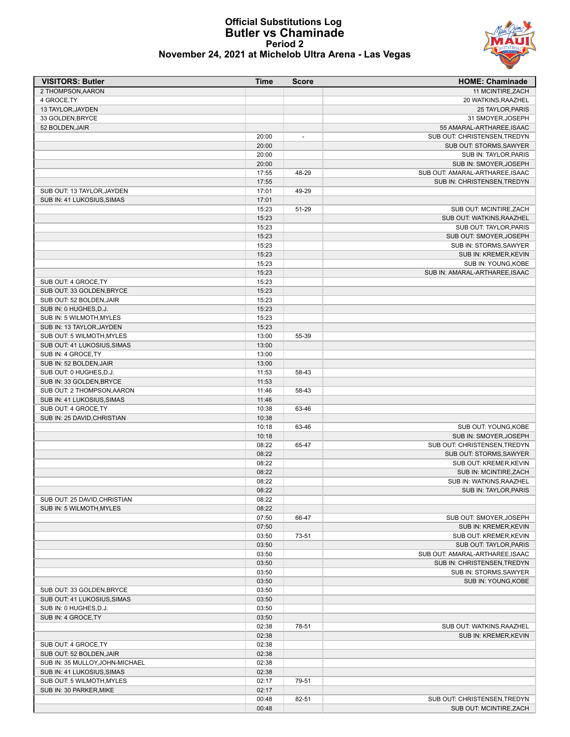# Official Substitutions Log
## Butler vs Chaminade
### Period 2
### November 24, 2021 at Michelob Ultra Arena - Las Vegas

| VISITORS: Butler | Time | Score | HOME: Chaminade |
|---|---|---|---|
| 2 THOMPSON,AARON | | | 11 MCINTIRE,ZACH |
| 4 GROCE,TY | | | 20 WATKINS,RAAZHEL |
| 13 TAYLOR,JAYDEN | | | 25 TAYLOR,PARIS |
| 33 GOLDEN,BRYCE | | | 31 SMOYER,JOSEPH |
| 52 BOLDEN,JAIR | | | 55 AMARAL-ARTHAREE,ISAAC |
| | 20:00 | - | SUB OUT: CHRISTENSEN,TREDYN |
| | 20:00 | | SUB OUT: STORMS,SAWYER |
| | 20:00 | | SUB IN: TAYLOR,PARIS |
| | 20:00 | | SUB IN: SMOYER,JOSEPH |
| | 17:55 | 48-29 | SUB OUT: AMARAL-ARTHAREE,ISAAC |
| | 17:55 | | SUB IN: CHRISTENSEN,TREDYN |
| SUB OUT: 13 TAYLOR,JAYDEN | 17:01 | 49-29 | |
| SUB IN: 41 LUKOSIUS,SIMAS | 17:01 | | |
| | 15:23 | 51-29 | SUB OUT: MCINTIRE,ZACH |
| | 15:23 | | SUB OUT: WATKINS,RAAZHEL |
| | 15:23 | | SUB OUT: TAYLOR,PARIS |
| | 15:23 | | SUB OUT: SMOYER,JOSEPH |
| | 15:23 | | SUB IN: STORMS,SAWYER |
| | 15:23 | | SUB IN: KREMER,KEVIN |
| | 15:23 | | SUB IN: YOUNG,KOBE |
| | 15:23 | | SUB IN: AMARAL-ARTHAREE,ISAAC |
| SUB OUT: 4 GROCE,TY | 15:23 | | |
| SUB OUT: 33 GOLDEN,BRYCE | 15:23 | | |
| SUB OUT: 52 BOLDEN,JAIR | 15:23 | | |
| SUB IN: 0 HUGHES,D.J. | 15:23 | | |
| SUB IN: 5 WILMOTH,MYLES | 15:23 | | |
| SUB IN: 13 TAYLOR,JAYDEN | 15:23 | | |
| SUB OUT: 5 WILMOTH,MYLES | 13:00 | 55-39 | |
| SUB OUT: 41 LUKOSIUS,SIMAS | 13:00 | | |
| SUB IN: 4 GROCE,TY | 13:00 | | |
| SUB IN: 52 BOLDEN,JAIR | 13:00 | | |
| SUB OUT: 0 HUGHES,D.J. | 11:53 | 58-43 | |
| SUB IN: 33 GOLDEN,BRYCE | 11:53 | | |
| SUB OUT: 2 THOMPSON,AARON | 11:46 | 58-43 | |
| SUB IN: 41 LUKOSIUS,SIMAS | 11:46 | | |
| SUB OUT: 4 GROCE,TY | 10:38 | 63-46 | |
| SUB IN: 25 DAVID,CHRISTIAN | 10:38 | | |
| | 10:18 | 63-46 | SUB OUT: YOUNG,KOBE |
| | 10:18 | | SUB IN: SMOYER,JOSEPH |
| | 08:22 | 65-47 | SUB OUT: CHRISTENSEN,TREDYN |
| | 08:22 | | SUB OUT: STORMS,SAWYER |
| | 08:22 | | SUB OUT: KREMER,KEVIN |
| | 08:22 | | SUB IN: MCINTIRE,ZACH |
| | 08:22 | | SUB IN: WATKINS,RAAZHEL |
| | 08:22 | | SUB IN: TAYLOR,PARIS |
| SUB OUT: 25 DAVID,CHRISTIAN | 08:22 | | |
| SUB IN: 5 WILMOTH,MYLES | 08:22 | | |
| | 07:50 | 66-47 | SUB OUT: SMOYER,JOSEPH |
| | 07:50 | | SUB IN: KREMER,KEVIN |
| | 03:50 | 73-51 | SUB OUT: KREMER,KEVIN |
| | 03:50 | | SUB OUT: TAYLOR,PARIS |
| | 03:50 | | SUB OUT: AMARAL-ARTHAREE,ISAAC |
| | 03:50 | | SUB IN: CHRISTENSEN,TREDYN |
| | 03:50 | | SUB IN: STORMS,SAWYER |
| | 03:50 | | SUB IN: YOUNG,KOBE |
| SUB OUT: 33 GOLDEN,BRYCE | 03:50 | | |
| SUB OUT: 41 LUKOSIUS,SIMAS | 03:50 | | |
| SUB IN: 0 HUGHES,D.J. | 03:50 | | |
| SUB IN: 4 GROCE,TY | 03:50 | | |
| | 02:38 | 78-51 | SUB OUT: WATKINS,RAAZHEL |
| | 02:38 | | SUB IN: KREMER,KEVIN |
| SUB OUT: 4 GROCE,TY | 02:38 | | |
| SUB OUT: 52 BOLDEN,JAIR | 02:38 | | |
| SUB IN: 35 MULLOY,JOHN-MICHAEL | 02:38 | | |
| SUB IN: 41 LUKOSIUS,SIMAS | 02:38 | | |
| SUB OUT: 5 WILMOTH,MYLES | 02:17 | 79-51 | |
| SUB IN: 30 PARKER,MIKE | 02:17 | | |
| | 00:48 | 82-51 | SUB OUT: CHRISTENSEN,TREDYN |
| | 00:48 | | SUB OUT: MCINTIRE,ZACH |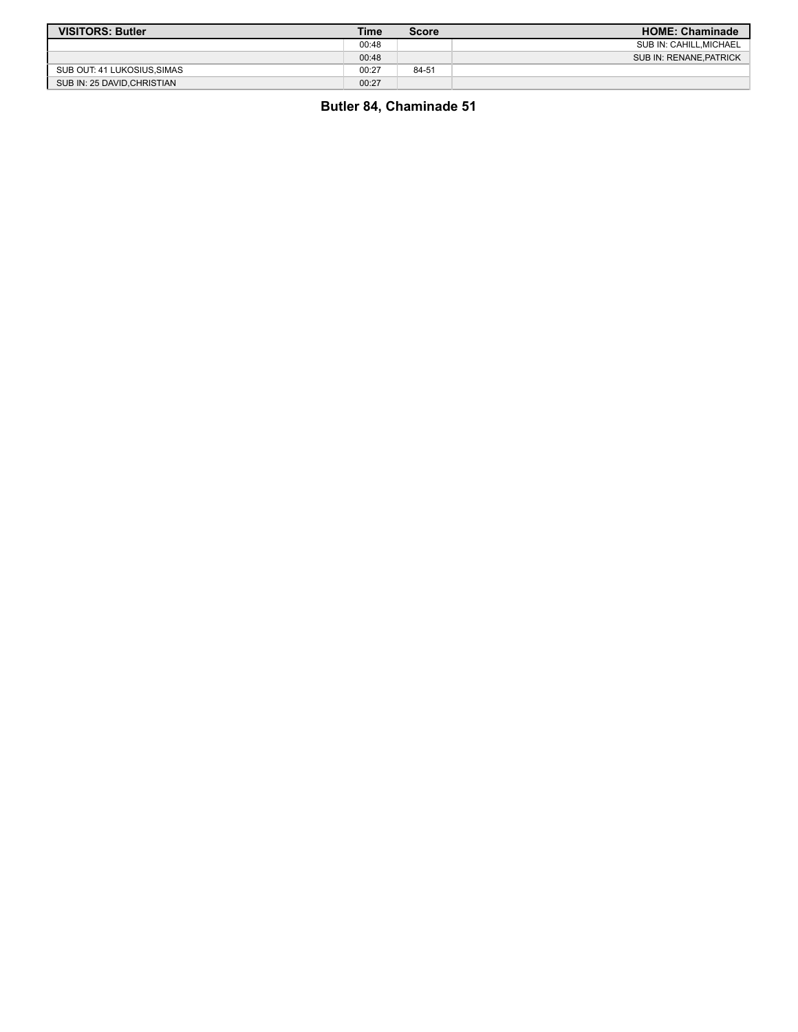| VISITORS: Butler | Time | Score | HOME: Chaminade |
| --- | --- | --- | --- |
| | 00:48 | | SUB IN: CAHILL,MICHAEL |
| | 00:48 | | SUB IN: RENANE,PATRICK |
| SUB OUT: 41 LUKOSIUS,SIMAS | 00:27 | 84-51 | |
| SUB IN: 25 DAVID,CHRISTIAN | 00:27 | | |

**Butler 84, Chaminade 51**